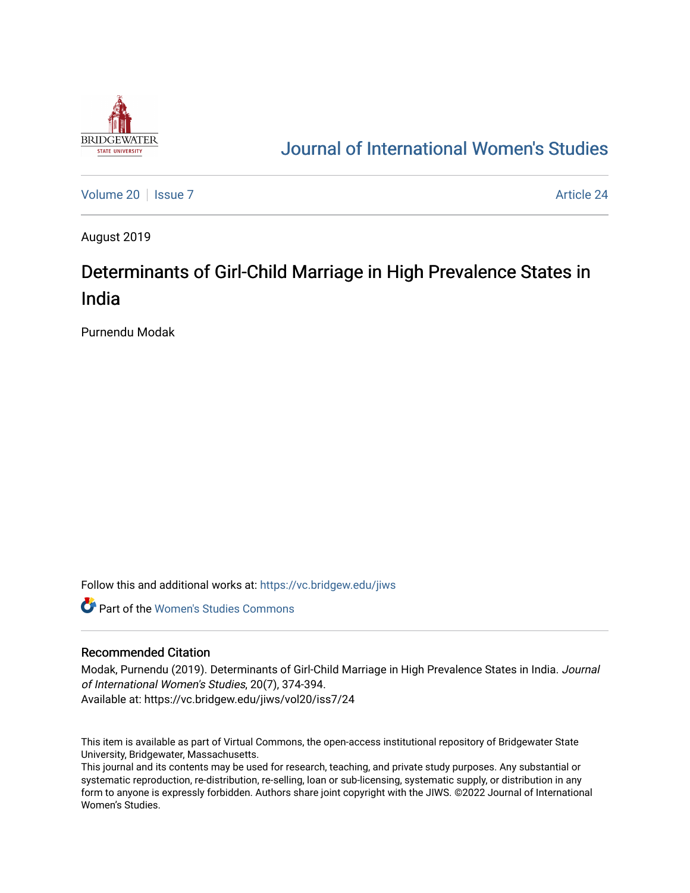# Journal of International Women's Studies

Volume 20 | Issue 7 | Article 24

August 2019

## Determinants of Girl-Child Marriage in High Prevalence States in India

Purnendu Modak

Follow this and additional works at: https://vc.bridgew.edu/jiws

Part of the Women's Studies Commons

### Recommended Citation

Modak, Purnendu (2019). Determinants of Girl-Child Marriage in High Prevalence States in India. *Journal of International Women's Studies*, 20(7), 374-394.
Available at: https://vc.bridgew.edu/jiws/vol20/iss7/24

This item is available as part of Virtual Commons, the open-access institutional repository of Bridgewater State University, Bridgewater, Massachusetts.
This journal and its contents may be used for research, teaching, and private study purposes. Any substantial or systematic reproduction, re-distribution, re-selling, loan or sub-licensing, systematic supply, or distribution in any form to anyone is expressly forbidden. Authors share joint copyright with the JIWS. ©2022 Journal of International Women's Studies.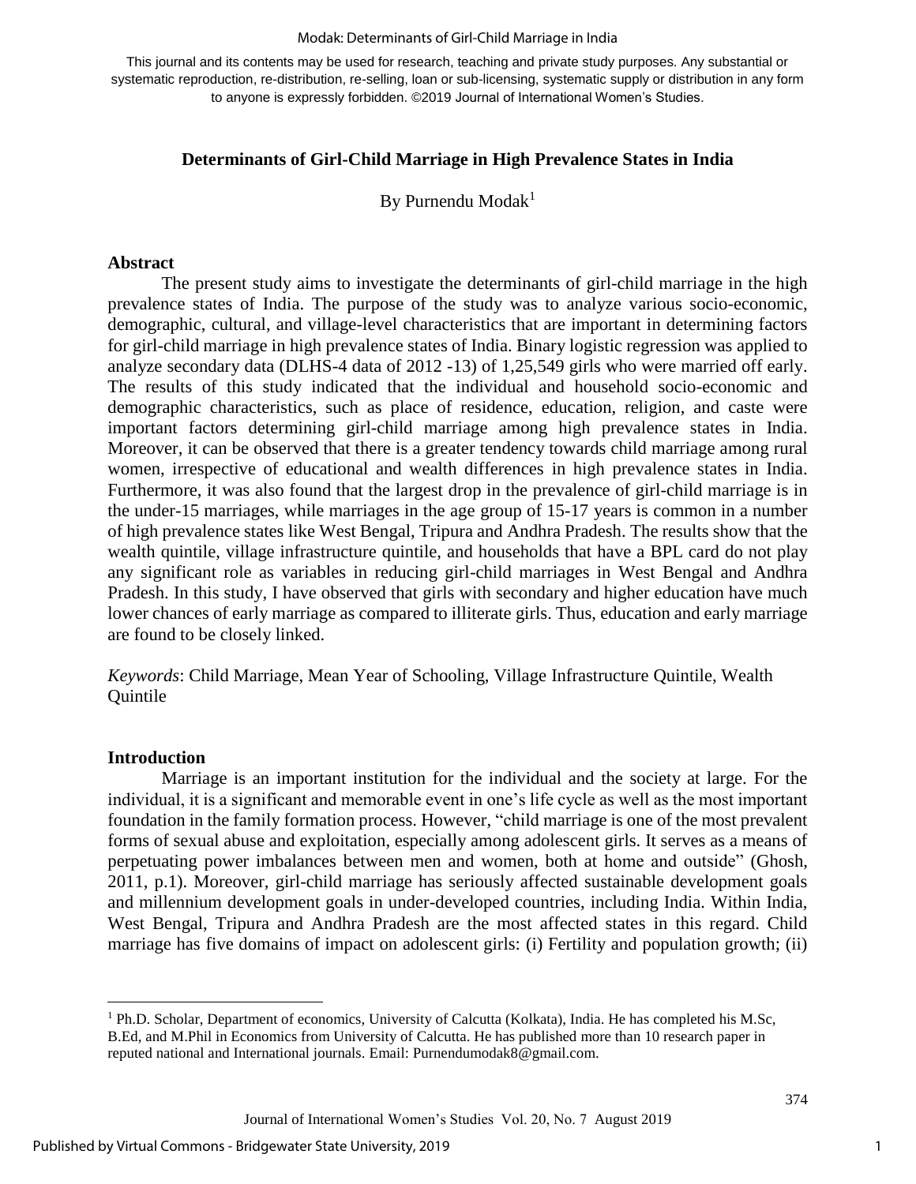This journal and its contents may be used for research, teaching and private study purposes. Any substantial or systematic reproduction, re-distribution, re-selling, loan or sub-licensing, systematic supply or distribution in any form to anyone is expressly forbidden. ©2019 Journal of International Women's Studies.

# Determinants of Girl-Child Marriage in High Prevalence States in India

By Purnendu Modak[1]

## Abstract

The present study aims to investigate the determinants of girl-child marriage in the high prevalence states of India. The purpose of the study was to analyze various socio-economic, demographic, cultural, and village-level characteristics that are important in determining factors for girl-child marriage in high prevalence states of India. Binary logistic regression was applied to analyze secondary data (DLHS-4 data of 2012 -13) of 1,25,549 girls who were married off early. The results of this study indicated that the individual and household socio-economic and demographic characteristics, such as place of residence, education, religion, and caste were important factors determining girl-child marriage among high prevalence states in India. Moreover, it can be observed that there is a greater tendency towards child marriage among rural women, irrespective of educational and wealth differences in high prevalence states in India. Furthermore, it was also found that the largest drop in the prevalence of girl-child marriage is in the under-15 marriages, while marriages in the age group of 15-17 years is common in a number of high prevalence states like West Bengal, Tripura and Andhra Pradesh. The results show that the wealth quintile, village infrastructure quintile, and households that have a BPL card do not play any significant role as variables in reducing girl-child marriages in West Bengal and Andhra Pradesh. In this study, I have observed that girls with secondary and higher education have much lower chances of early marriage as compared to illiterate girls. Thus, education and early marriage are found to be closely linked.

*Keywords*: Child Marriage, Mean Year of Schooling, Village Infrastructure Quintile, Wealth Quintile

## Introduction

Marriage is an important institution for the individual and the society at large. For the individual, it is a significant and memorable event in one's life cycle as well as the most important foundation in the family formation process. However, "child marriage is one of the most prevalent forms of sexual abuse and exploitation, especially among adolescent girls. It serves as a means of perpetuating power imbalances between men and women, both at home and outside" (Ghosh, 2011, p.1). Moreover, girl-child marriage has seriously affected sustainable development goals and millennium development goals in under-developed countries, including India. Within India, West Bengal, Tripura and Andhra Pradesh are the most affected states in this regard. Child marriage has five domains of impact on adolescent girls: (i) Fertility and population growth; (ii)

---

[1] Ph.D. Scholar, Department of economics, University of Calcutta (Kolkata), India. He has completed his M.Sc, B.Ed, and M.Phil in Economics from University of Calcutta. He has published more than 10 research paper in reputed national and International journals. Email: Purnendumodak8@gmail.com.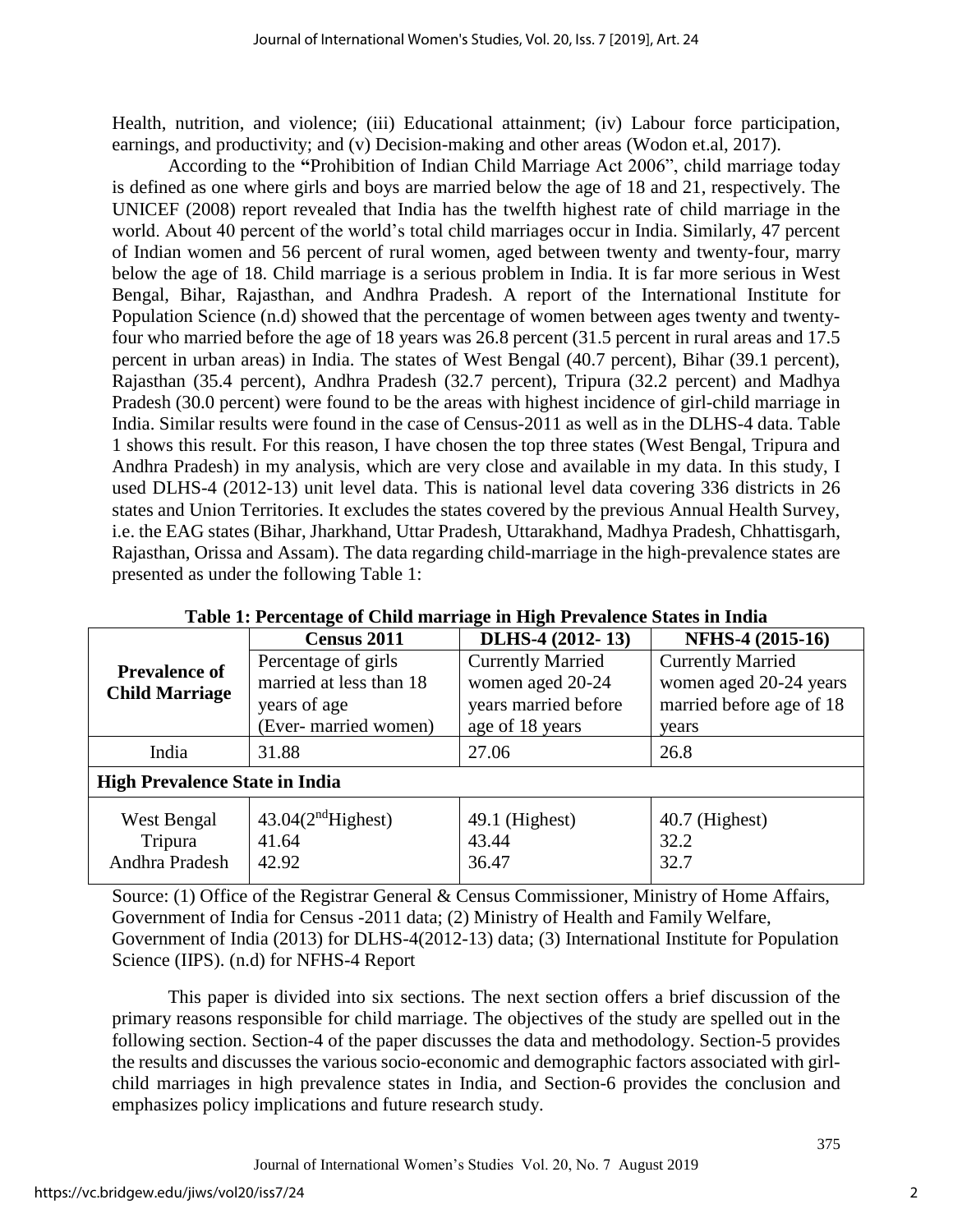Health, nutrition, and violence; (iii) Educational attainment; (iv) Labour force participation, earnings, and productivity; and (v) Decision-making and other areas (Wodon et.al, 2017).

According to the "Prohibition of Indian Child Marriage Act 2006", child marriage today is defined as one where girls and boys are married below the age of 18 and 21, respectively. The UNICEF (2008) report revealed that India has the twelfth highest rate of child marriage in the world. About 40 percent of the world's total child marriages occur in India. Similarly, 47 percent of Indian women and 56 percent of rural women, aged between twenty and twenty-four, marry below the age of 18. Child marriage is a serious problem in India. It is far more serious in West Bengal, Bihar, Rajasthan, and Andhra Pradesh. A report of the International Institute for Population Science (n.d) showed that the percentage of women between ages twenty and twenty-four who married before the age of 18 years was 26.8 percent (31.5 percent in rural areas and 17.5 percent in urban areas) in India. The states of West Bengal (40.7 percent), Bihar (39.1 percent), Rajasthan (35.4 percent), Andhra Pradesh (32.7 percent), Tripura (32.2 percent) and Madhya Pradesh (30.0 percent) were found to be the areas with highest incidence of girl-child marriage in India. Similar results were found in the case of Census-2011 as well as in the DLHS-4 data. Table 1 shows this result. For this reason, I have chosen the top three states (West Bengal, Tripura and Andhra Pradesh) in my analysis, which are very close and available in my data. In this study, I used DLHS-4 (2012-13) unit level data. This is national level data covering 336 districts in 26 states and Union Territories. It excludes the states covered by the previous Annual Health Survey, i.e. the EAG states (Bihar, Jharkhand, Uttar Pradesh, Uttarakhand, Madhya Pradesh, Chhattisgarh, Rajasthan, Orissa and Assam). The data regarding child-marriage in the high-prevalence states are presented as under the following Table 1:

**Table 1: Percentage of Child marriage in High Prevalence States in India**

| **Prevalence of Child Marriage** | **Census 2011** | **DLHS-4 (2012- 13)** | **NFHS-4 (2015-16)** |
|---|---|---|---|
| | Percentage of girls married at less than 18 years of age (Ever- married women) | Currently Married women aged 20-24 years married before age of 18 years | Currently Married women aged 20-24 years married before age of 18 years |
| India | 31.88 | 27.06 | 26.8 |
| **High Prevalence State in India** | | | |
| West Bengal | 43.04(2nd Highest) | 49.1 (Highest) | 40.7 (Highest) |
| Tripura | 41.64 | 43.44 | 32.2 |
| Andhra Pradesh | 42.92 | 36.47 | 32.7 |

Source: (1) Office of the Registrar General & Census Commissioner, Ministry of Home Affairs, Government of India for Census -2011 data; (2) Ministry of Health and Family Welfare, Government of India (2013) for DLHS-4(2012-13) data; (3) International Institute for Population Science (IIPS). (n.d) for NFHS-4 Report

This paper is divided into six sections. The next section offers a brief discussion of the primary reasons responsible for child marriage. The objectives of the study are spelled out in the following section. Section-4 of the paper discusses the data and methodology. Section-5 provides the results and discusses the various socio-economic and demographic factors associated with girl-child marriages in high prevalence states in India, and Section-6 provides the conclusion and emphasizes policy implications and future research study.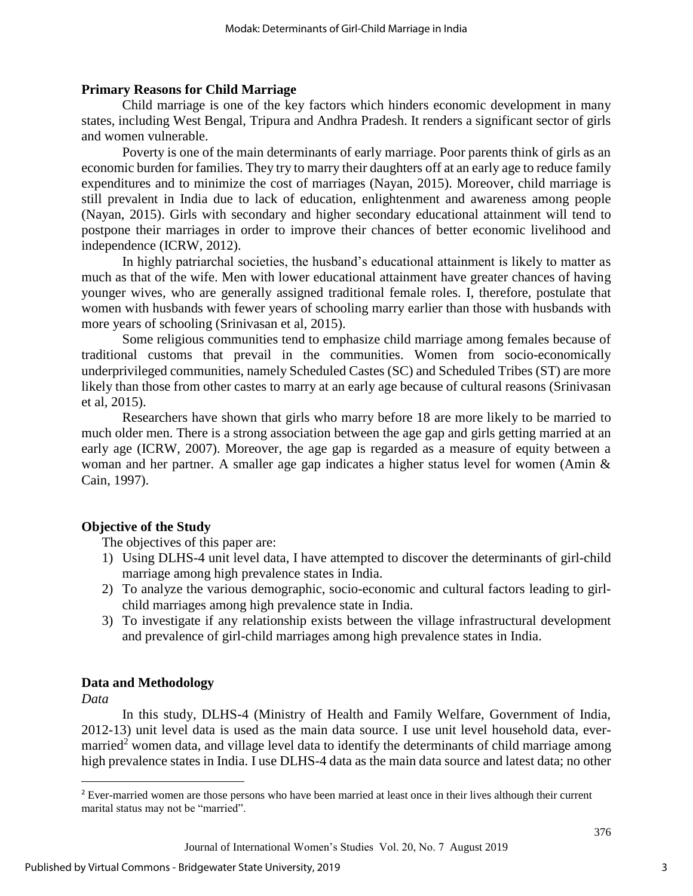## Primary Reasons for Child Marriage

Child marriage is one of the key factors which hinders economic development in many states, including West Bengal, Tripura and Andhra Pradesh. It renders a significant sector of girls and women vulnerable.

Poverty is one of the main determinants of early marriage. Poor parents think of girls as an economic burden for families. They try to marry their daughters off at an early age to reduce family expenditures and to minimize the cost of marriages (Nayan, 2015). Moreover, child marriage is still prevalent in India due to lack of education, enlightenment and awareness among people (Nayan, 2015). Girls with secondary and higher secondary educational attainment will tend to postpone their marriages in order to improve their chances of better economic livelihood and independence (ICRW, 2012).

In highly patriarchal societies, the husband's educational attainment is likely to matter as much as that of the wife. Men with lower educational attainment have greater chances of having younger wives, who are generally assigned traditional female roles. I, therefore, postulate that women with husbands with fewer years of schooling marry earlier than those with husbands with more years of schooling (Srinivasan et al, 2015).

Some religious communities tend to emphasize child marriage among females because of traditional customs that prevail in the communities. Women from socio-economically underprivileged communities, namely Scheduled Castes (SC) and Scheduled Tribes (ST) are more likely than those from other castes to marry at an early age because of cultural reasons (Srinivasan et al, 2015).

Researchers have shown that girls who marry before 18 are more likely to be married to much older men. There is a strong association between the age gap and girls getting married at an early age (ICRW, 2007). Moreover, the age gap is regarded as a measure of equity between a woman and her partner. A smaller age gap indicates a higher status level for women (Amin & Cain, 1997).

## Objective of the Study

The objectives of this paper are:

1) Using DLHS-4 unit level data, I have attempted to discover the determinants of girl-child marriage among high prevalence states in India.
2) To analyze the various demographic, socio-economic and cultural factors leading to girl-child marriages among high prevalence state in India.
3) To investigate if any relationship exists between the village infrastructural development and prevalence of girl-child marriages among high prevalence states in India.

## Data and Methodology

*Data*

In this study, DLHS-4 (Ministry of Health and Family Welfare, Government of India, 2012-13) unit level data is used as the main data source. I use unit level household data, ever-married[2] women data, and village level data to identify the determinants of child marriage among high prevalence states in India. I use DLHS-4 data as the main data source and latest data; no other

[2] Ever-married women are those persons who have been married at least once in their lives although their current marital status may not be "married".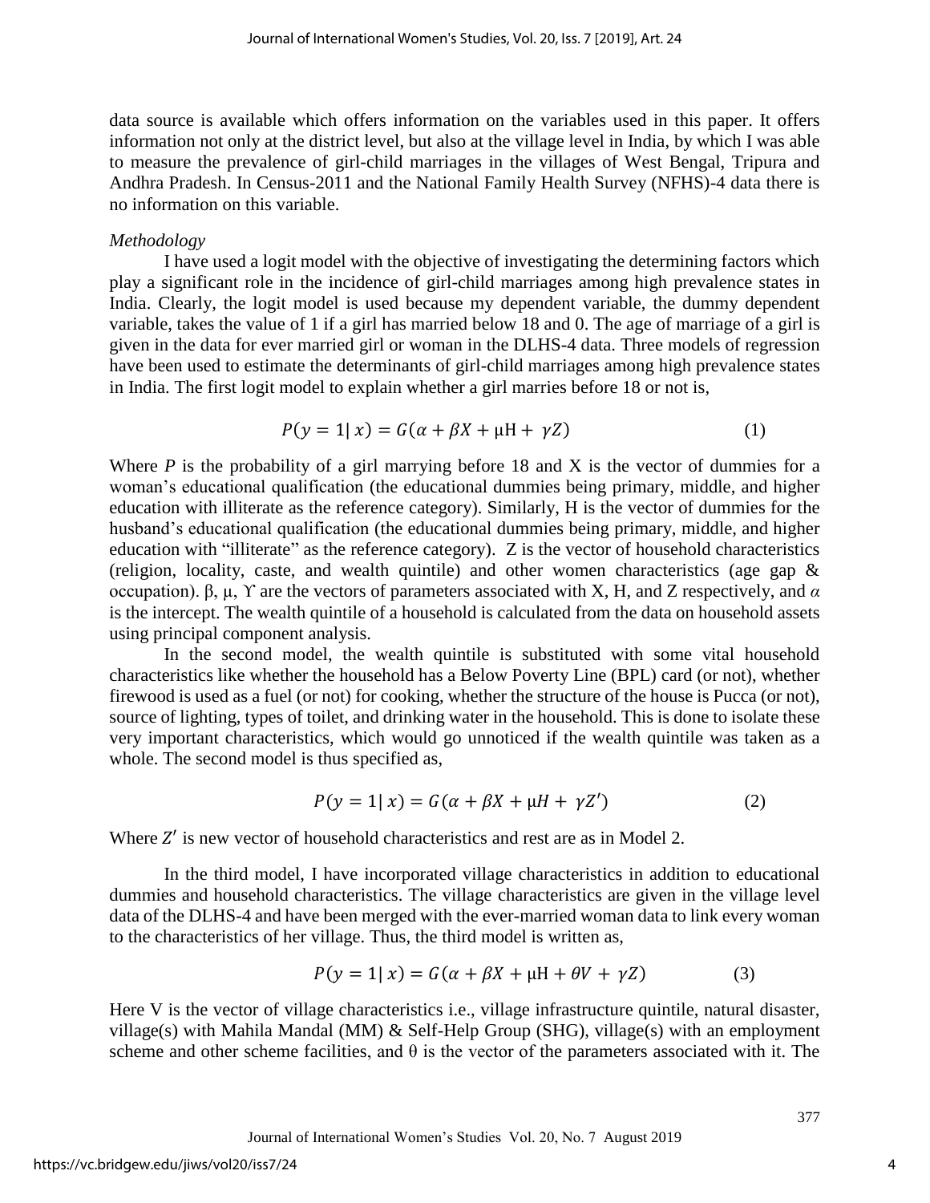data source is available which offers information on the variables used in this paper. It offers information not only at the district level, but also at the village level in India, by which I was able to measure the prevalence of girl-child marriages in the villages of West Bengal, Tripura and Andhra Pradesh. In Census-2011 and the National Family Health Survey (NFHS)-4 data there is no information on this variable.

*Methodology*

I have used a logit model with the objective of investigating the determining factors which play a significant role in the incidence of girl-child marriages among high prevalence states in India. Clearly, the logit model is used because my dependent variable, the dummy dependent variable, takes the value of 1 if a girl has married below 18 and 0. The age of marriage of a girl is given in the data for ever married girl or woman in the DLHS-4 data. Three models of regression have been used to estimate the determinants of girl-child marriages among high prevalence states in India. The first logit model to explain whether a girl marries before 18 or not is,

$$P(y = 1|\, x) = G(\alpha + \beta X + \mu \mathrm{H} + \gamma Z) \qquad (1)$$

Where $P$ is the probability of a girl marrying before 18 and X is the vector of dummies for a woman's educational qualification (the educational dummies being primary, middle, and higher education with illiterate as the reference category). Similarly, H is the vector of dummies for the husband's educational qualification (the educational dummies being primary, middle, and higher education with "illiterate" as the reference category). Z is the vector of household characteristics (religion, locality, caste, and wealth quintile) and other women characteristics (age gap & occupation). β, μ, ϒ are the vectors of parameters associated with X, H, and Z respectively, and $\alpha$ is the intercept. The wealth quintile of a household is calculated from the data on household assets using principal component analysis.

In the second model, the wealth quintile is substituted with some vital household characteristics like whether the household has a Below Poverty Line (BPL) card (or not), whether firewood is used as a fuel (or not) for cooking, whether the structure of the house is Pucca (or not), source of lighting, types of toilet, and drinking water in the household. This is done to isolate these very important characteristics, which would go unnoticed if the wealth quintile was taken as a whole. The second model is thus specified as,

$$P(y = 1|\, x) = G(\alpha + \beta X + \mu H + \gamma Z') \qquad (2)$$

Where $Z'$ is new vector of household characteristics and rest are as in Model 2.

In the third model, I have incorporated village characteristics in addition to educational dummies and household characteristics. The village characteristics are given in the village level data of the DLHS-4 and have been merged with the ever-married woman data to link every woman to the characteristics of her village. Thus, the third model is written as,

$$P(y = 1|\, x) = G(\alpha + \beta X + \mu \mathrm{H} + \theta V + \gamma Z) \qquad (3)$$

Here V is the vector of village characteristics i.e., village infrastructure quintile, natural disaster, village(s) with Mahila Mandal (MM) & Self-Help Group (SHG), village(s) with an employment scheme and other scheme facilities, and θ is the vector of the parameters associated with it. The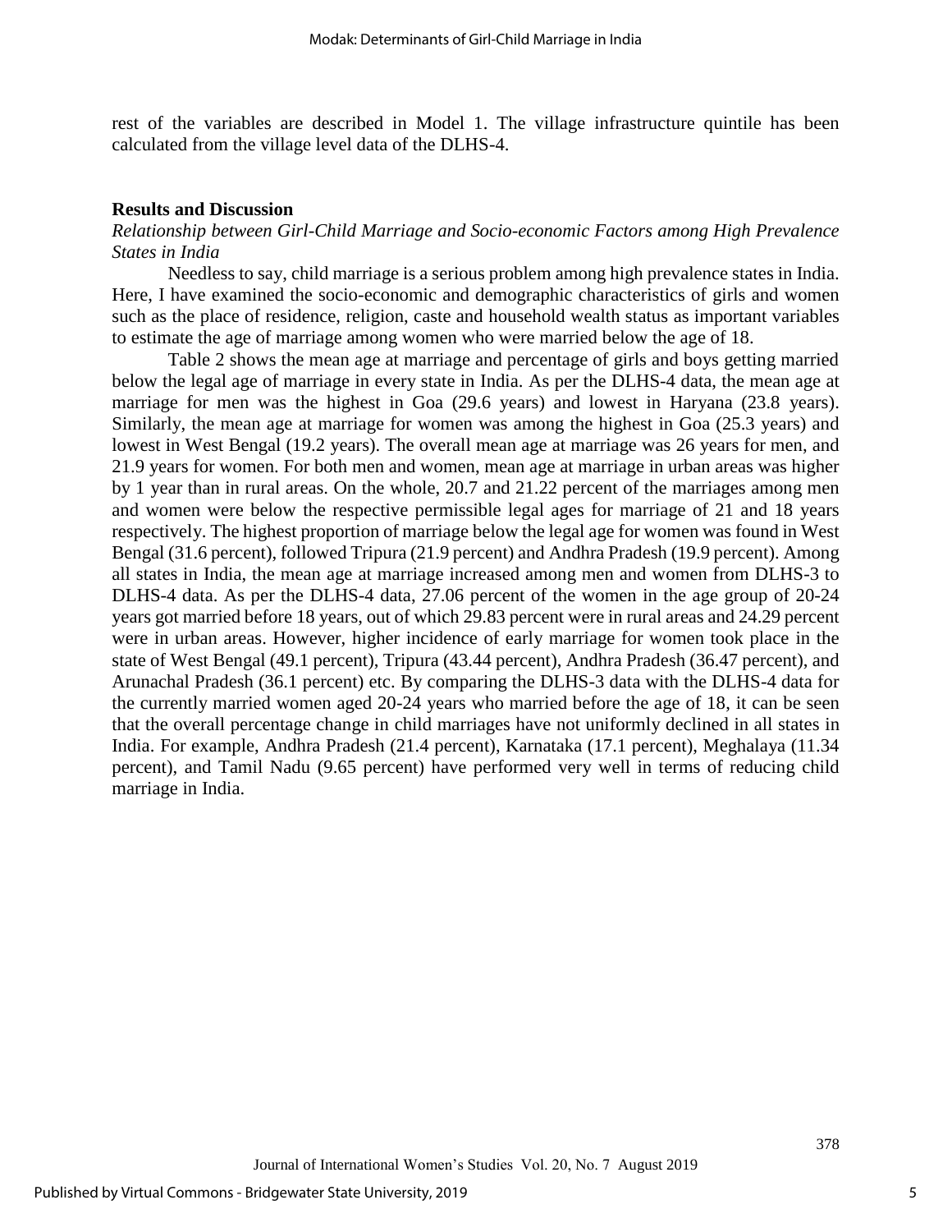rest of the variables are described in Model 1. The village infrastructure quintile has been calculated from the village level data of the DLHS-4.

## Results and Discussion

### *Relationship between Girl-Child Marriage and Socio-economic Factors among High Prevalence States in India*

Needless to say, child marriage is a serious problem among high prevalence states in India. Here, I have examined the socio-economic and demographic characteristics of girls and women such as the place of residence, religion, caste and household wealth status as important variables to estimate the age of marriage among women who were married below the age of 18.

Table 2 shows the mean age at marriage and percentage of girls and boys getting married below the legal age of marriage in every state in India. As per the DLHS-4 data, the mean age at marriage for men was the highest in Goa (29.6 years) and lowest in Haryana (23.8 years). Similarly, the mean age at marriage for women was among the highest in Goa (25.3 years) and lowest in West Bengal (19.2 years). The overall mean age at marriage was 26 years for men, and 21.9 years for women. For both men and women, mean age at marriage in urban areas was higher by 1 year than in rural areas. On the whole, 20.7 and 21.22 percent of the marriages among men and women were below the respective permissible legal ages for marriage of 21 and 18 years respectively. The highest proportion of marriage below the legal age for women was found in West Bengal (31.6 percent), followed Tripura (21.9 percent) and Andhra Pradesh (19.9 percent). Among all states in India, the mean age at marriage increased among men and women from DLHS-3 to DLHS-4 data. As per the DLHS-4 data, 27.06 percent of the women in the age group of 20-24 years got married before 18 years, out of which 29.83 percent were in rural areas and 24.29 percent were in urban areas. However, higher incidence of early marriage for women took place in the state of West Bengal (49.1 percent), Tripura (43.44 percent), Andhra Pradesh (36.47 percent), and Arunachal Pradesh (36.1 percent) etc. By comparing the DLHS-3 data with the DLHS-4 data for the currently married women aged 20-24 years who married before the age of 18, it can be seen that the overall percentage change in child marriages have not uniformly declined in all states in India. For example, Andhra Pradesh (21.4 percent), Karnataka (17.1 percent), Meghalaya (11.34 percent), and Tamil Nadu (9.65 percent) have performed very well in terms of reducing child marriage in India.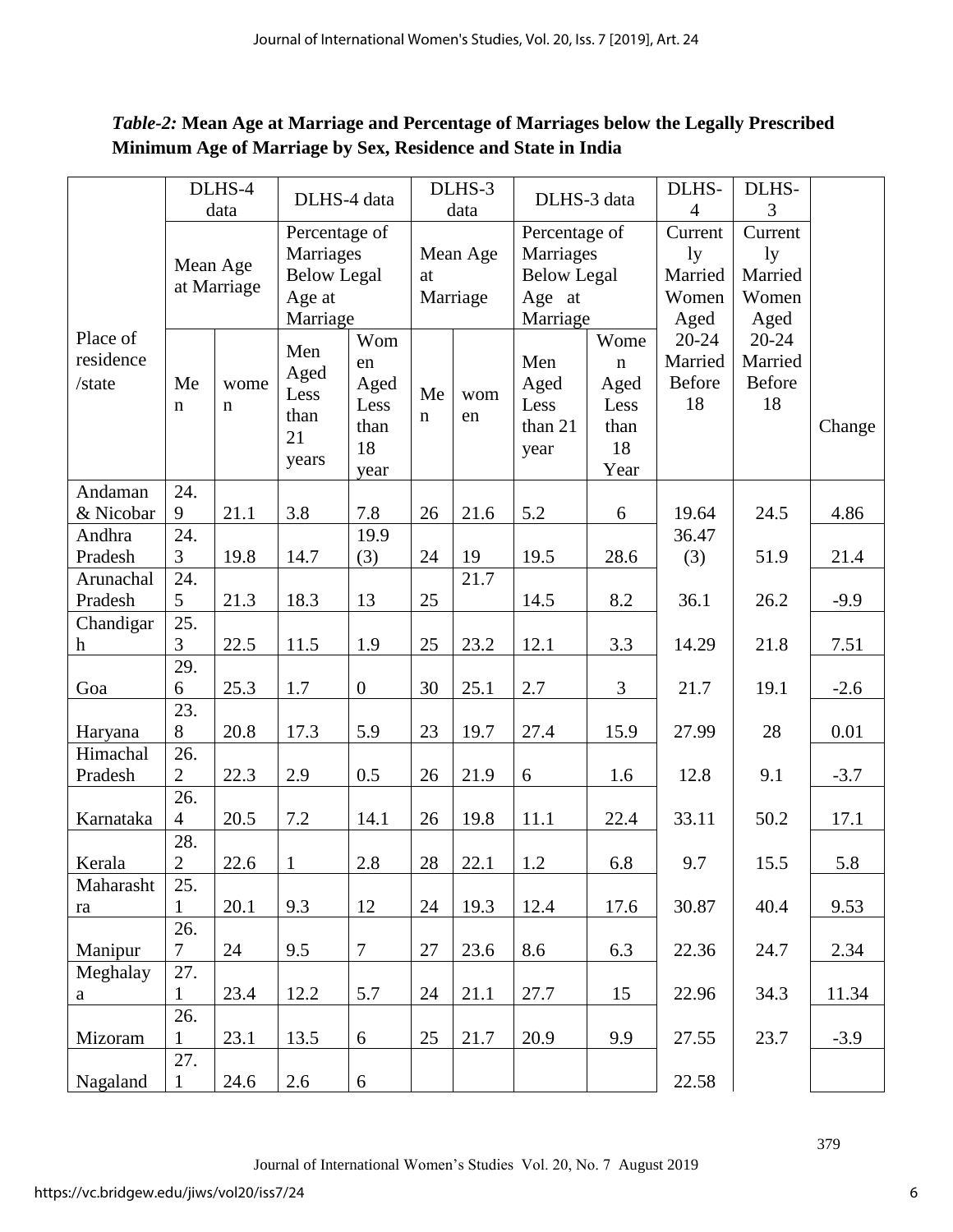*Table-2:* **Mean Age at Marriage and Percentage of Marriages below the Legally Prescribed Minimum Age of Marriage by Sex, Residence and State in India**

| Place of residence /state | DLHS-4 data | | DLHS-4 data | | DLHS-3 data | | DLHS-3 data | | DLHS-4 | DLHS-3 | Change |
|---|---|---|---|---|---|---|---|---|---|---|---|
| | Mean Age at Marriage | | Percentage of Marriages Below Legal Age at Marriage | | Mean Age at Marriage | | Percentage of Marriages Below Legal Age at Marriage | | Currently Married Women Aged 20-24 Married Before 18 | Currently Married Women Aged 20-24 Married Before 18 | |
| | Men | women | Men Aged Less than 21 years | Women Aged Less than 18 year | Men | women | Men Aged Less than 21 year | Women Aged Less than 18 Year | | | |
| Andaman & Nicobar | 24.9 | 21.1 | 3.8 | 7.8 | 26 | 21.6 | 5.2 | 6 | 19.64 | 24.5 | 4.86 |
| Andhra Pradesh | 24.3 | 19.8 | 14.7 | 19.9 (3) | 24 | 19 | 19.5 | 28.6 | 36.47 (3) | 51.9 | 21.4 |
| Arunachal Pradesh | 24.5 | 21.3 | 18.3 | 13 | 25 | 21.7 | 14.5 | 8.2 | 36.1 | 26.2 | -9.9 |
| Chandigarh | 25.3 | 22.5 | 11.5 | 1.9 | 25 | 23.2 | 12.1 | 3.3 | 14.29 | 21.8 | 7.51 |
| Goa | 29.6 | 25.3 | 1.7 | 0 | 30 | 25.1 | 2.7 | 3 | 21.7 | 19.1 | -2.6 |
| Haryana | 23.8 | 20.8 | 17.3 | 5.9 | 23 | 19.7 | 27.4 | 15.9 | 27.99 | 28 | 0.01 |
| Himachal Pradesh | 26.2 | 22.3 | 2.9 | 0.5 | 26 | 21.9 | 6 | 1.6 | 12.8 | 9.1 | -3.7 |
| Karnataka | 26.4 | 20.5 | 7.2 | 14.1 | 26 | 19.8 | 11.1 | 22.4 | 33.11 | 50.2 | 17.1 |
| Kerala | 28.2 | 22.6 | 1 | 2.8 | 28 | 22.1 | 1.2 | 6.8 | 9.7 | 15.5 | 5.8 |
| Maharashtra | 25.1 | 20.1 | 9.3 | 12 | 24 | 19.3 | 12.4 | 17.6 | 30.87 | 40.4 | 9.53 |
| Manipur | 26.7 | 24 | 9.5 | 7 | 27 | 23.6 | 8.6 | 6.3 | 22.36 | 24.7 | 2.34 |
| Meghalaya | 27.1 | 23.4 | 12.2 | 5.7 | 24 | 21.1 | 27.7 | 15 | 22.96 | 34.3 | 11.34 |
| Mizoram | 26.1 | 23.1 | 13.5 | 6 | 25 | 21.7 | 20.9 | 9.9 | 27.55 | 23.7 | -3.9 |
| Nagaland | 27.1 | 24.6 | 2.6 | 6 | | | | | 22.58 | | |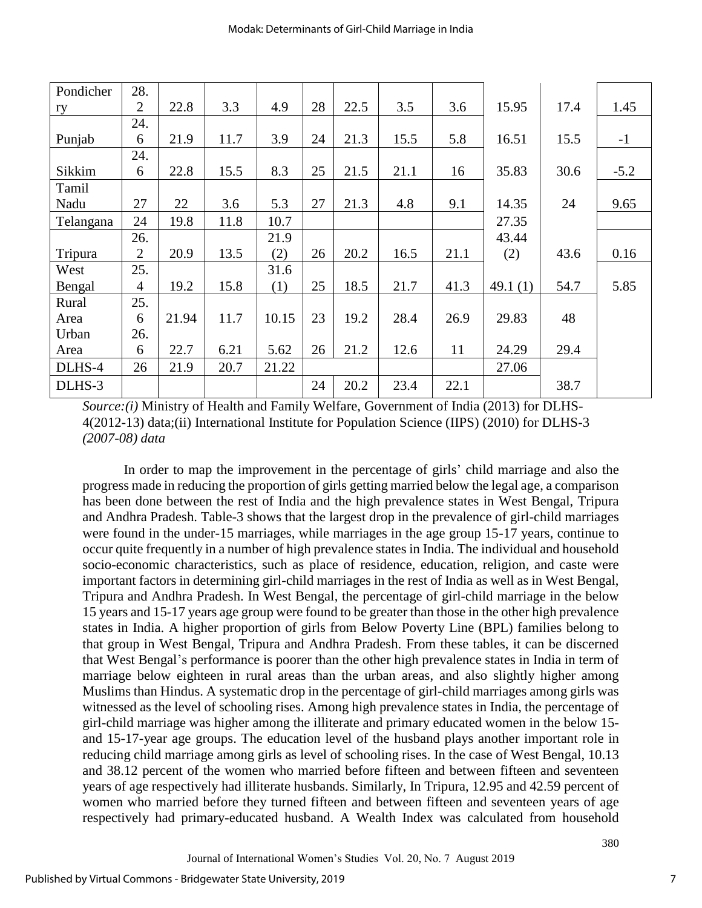| Pondicherry | 28.2 | 22.8 | 3.3 | 4.9 | 28 | 22.5 | 3.5 | 3.6 | 15.95 | 17.4 | 1.45 |
|---|---|---|---|---|---|---|---|---|---|---|---|
| Punjab | 24.6 | 21.9 | 11.7 | 3.9 | 24 | 21.3 | 15.5 | 5.8 | 16.51 | 15.5 | -1 |
| Sikkim | 24.6 | 22.8 | 15.5 | 8.3 | 25 | 21.5 | 21.1 | 16 | 35.83 | 30.6 | -5.2 |
| Tamil Nadu | 27 | 22 | 3.6 | 5.3 | 27 | 21.3 | 4.8 | 9.1 | 14.35 | 24 | 9.65 |
| Telangana | 24 | 19.8 | 11.8 | 10.7 | | | | | 27.35 | | |
| Tripura | 26.2 | 20.9 | 13.5 | 21.9 (2) | 26 | 20.2 | 16.5 | 21.1 | 43.44 (2) | 43.6 | 0.16 |
| West Bengal | 25.4 | 19.2 | 15.8 | 31.6 (1) | 25 | 18.5 | 21.7 | 41.3 | 49.1 (1) | 54.7 | 5.85 |
| Rural Area | 25.6 | 21.94 | 11.7 | 10.15 | 23 | 19.2 | 28.4 | 26.9 | 29.83 | 48 | |
| Urban Area | 26.6 | 22.7 | 6.21 | 5.62 | 26 | 21.2 | 12.6 | 11 | 24.29 | 29.4 | |
| DLHS-4 | 26 | 21.9 | 20.7 | 21.22 | | | | | 27.06 | | |
| DLHS-3 | | | | | 24 | 20.2 | 23.4 | 22.1 | | 38.7 | |

*Source:(i)* Ministry of Health and Family Welfare, Government of India (2013) for DLHS-4(2012-13) data;(ii) International Institute for Population Science (IIPS) (2010) for DLHS-3 *(2007-08) data*

In order to map the improvement in the percentage of girls' child marriage and also the progress made in reducing the proportion of girls getting married below the legal age, a comparison has been done between the rest of India and the high prevalence states in West Bengal, Tripura and Andhra Pradesh. Table-3 shows that the largest drop in the prevalence of girl-child marriages were found in the under-15 marriages, while marriages in the age group 15-17 years, continue to occur quite frequently in a number of high prevalence states in India. The individual and household socio-economic characteristics, such as place of residence, education, religion, and caste were important factors in determining girl-child marriages in the rest of India as well as in West Bengal, Tripura and Andhra Pradesh. In West Bengal, the percentage of girl-child marriage in the below 15 years and 15-17 years age group were found to be greater than those in the other high prevalence states in India. A higher proportion of girls from Below Poverty Line (BPL) families belong to that group in West Bengal, Tripura and Andhra Pradesh. From these tables, it can be discerned that West Bengal's performance is poorer than the other high prevalence states in India in term of marriage below eighteen in rural areas than the urban areas, and also slightly higher among Muslims than Hindus. A systematic drop in the percentage of girl-child marriages among girls was witnessed as the level of schooling rises. Among high prevalence states in India, the percentage of girl-child marriage was higher among the illiterate and primary educated women in the below 15- and 15-17-year age groups. The education level of the husband plays another important role in reducing child marriage among girls as level of schooling rises. In the case of West Bengal, 10.13 and 38.12 percent of the women who married before fifteen and between fifteen and seventeen years of age respectively had illiterate husbands. Similarly, In Tripura, 12.95 and 42.59 percent of women who married before they turned fifteen and between fifteen and seventeen years of age respectively had primary-educated husband. A Wealth Index was calculated from household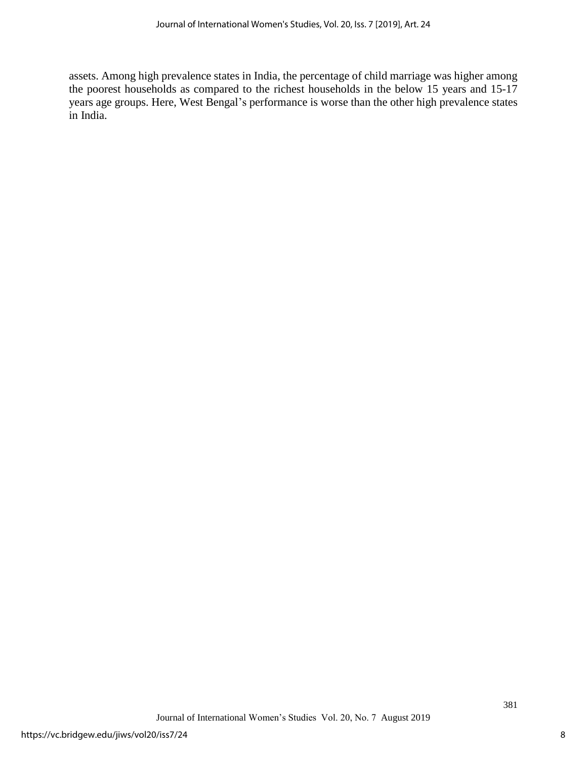assets. Among high prevalence states in India, the percentage of child marriage was higher among the poorest households as compared to the richest households in the below 15 years and 15-17 years age groups. Here, West Bengal's performance is worse than the other high prevalence states in India.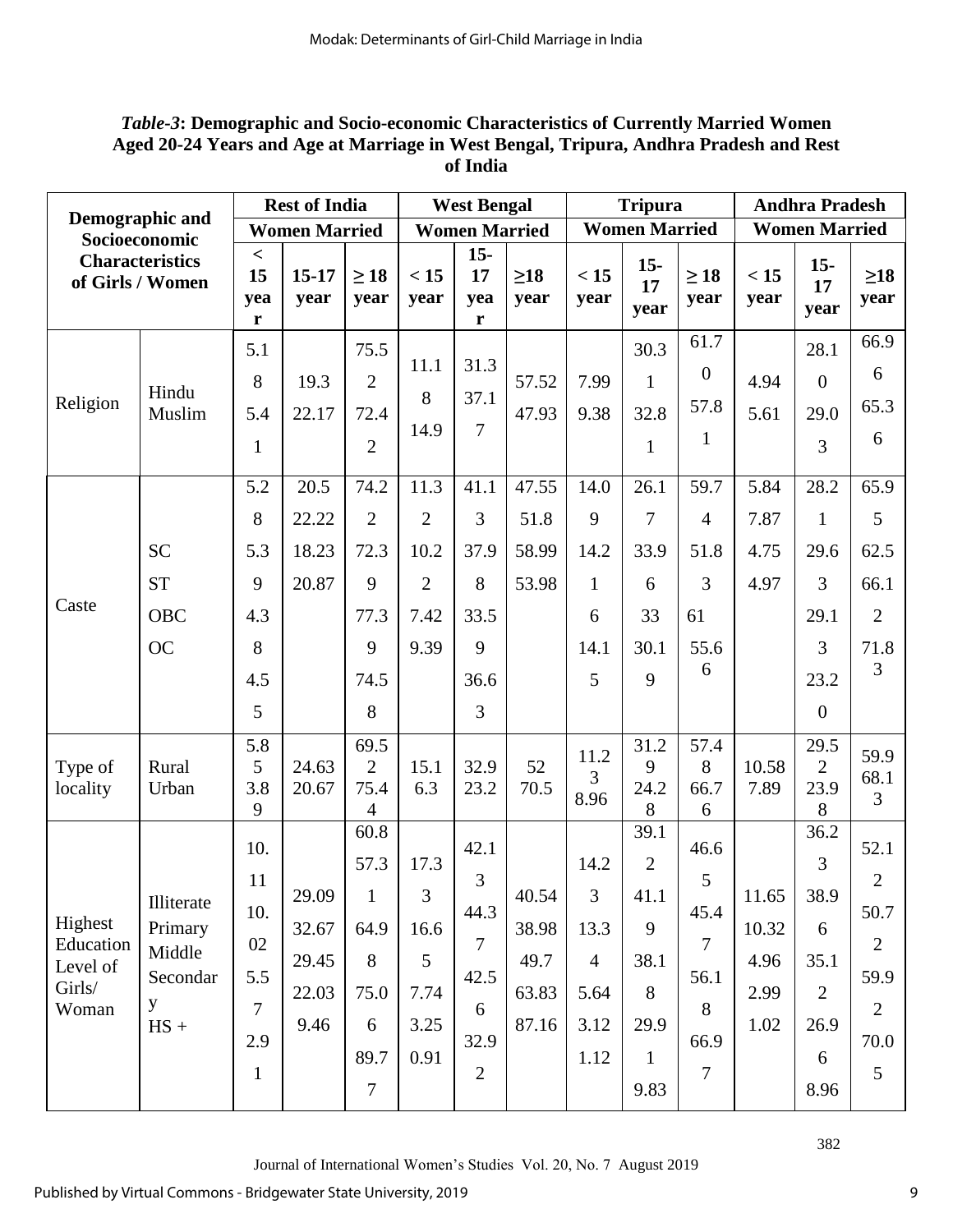*Table-3*: **Demographic and Socio-economic Characteristics of Currently Married Women Aged 20-24 Years and Age at Marriage in West Bengal, Tripura, Andhra Pradesh and Rest of India**

| Demographic and Socioeconomic Characteristics of Girls / Women | | Rest of India | | | West Bengal | | | Tripura | | | Andhra Pradesh | | |
|---|---|---|---|---|---|---|---|---|---|---|---|---|---|
| | | Women Married | | | Women Married | | | Women Married | | | Women Married | | |
| | | < 15 year | 15-17 year | ≥ 18 year | < 15 year | 15-17 year | ≥18 year | < 15 year | 15-17 year | ≥ 18 year | < 15 year | 15-17 year | ≥18 year |
| Religion | Hindu | 5.18 | 19.3 | 75.52 | 11.18 | 31.3 | 57.52 | 7.99 | 30.31 | 61.70 | 4.94 | 28.10 | 66.96 |
| | Muslim | 5.41 | 22.17 | 72.42 | 14.9 | 37.17 | 47.93 | 9.38 | 32.81 | 57.81 | 5.61 | 29.03 | 65.36 |
| Caste | SC | 5.28 | 20.5 | 74.22 | 11.32 | 41.13 | 47.55 | 14.09 | 26.17 | 59.74 | 5.84 | 28.21 | 65.95 |
| | ST | 5.39 | 22.22 | 72.39 | 10.22 | 37.98 | 51.8 | 14.21 | 33.96 | 51.83 | 7.87 | 29.63 | 62.5 |
| | OBC | 4.38 | 18.23 | 77.39 | 7.42 | 33.59 | 58.99 | 6 | 33 | 61 | 4.75 | 29.13 | 66.12 |
| | OC | 4.55 | 20.87 | 74.58 | 9.39 | 36.63 | 53.98 | 14.15 | 30.19 | 55.66 | 4.97 | 23.20 | 71.83 |
| Type of locality | Rural | 5.85 | 24.63 | 69.52 | 15.1 | 32.9 | 52 | 11.23 | 31.29 | 57.48 | 10.58 | 29.52 | 59.9 |
| | Urban | 3.89 | 20.67 | 75.44 | 6.3 | 23.2 | 70.5 | 8.96 | 24.28 | 66.76 | 7.89 | 23.98 | 68.13 |
| Highest Education Level of Girls/ Woman | Illiterate | 10.11 | 29.09 | 60.8 | 17.33 | 42.13 | 40.54 | 14.23 | 39.12 | 46.65 | 11.65 | 36.23 | 52.12 |
| | Primary | 10.02 | 32.67 | 57.31 | 16.65 | 44.37 | 38.98 | 13.34 | 41.19 | 45.47 | 10.32 | 38.96 | 50.72 |
| | Middle | 5.57 | 29.45 | 64.98 | 7.74 | 42.56 | 49.7 | 5.64 | 38.18 | 56.18 | 4.96 | 35.12 | 59.92 |
| | Secondary | 2.91 | 22.03 | 75.06 | 3.25 | 32.92 | 63.83 | 3.12 | 29.91 | 66.97 | 2.99 | 26.96 | 70.05 |
| | HS + | | 9.46 | 89.77 | 0.91 | | 87.16 | 1.12 | 9.83 | | 1.02 | 8.96 | |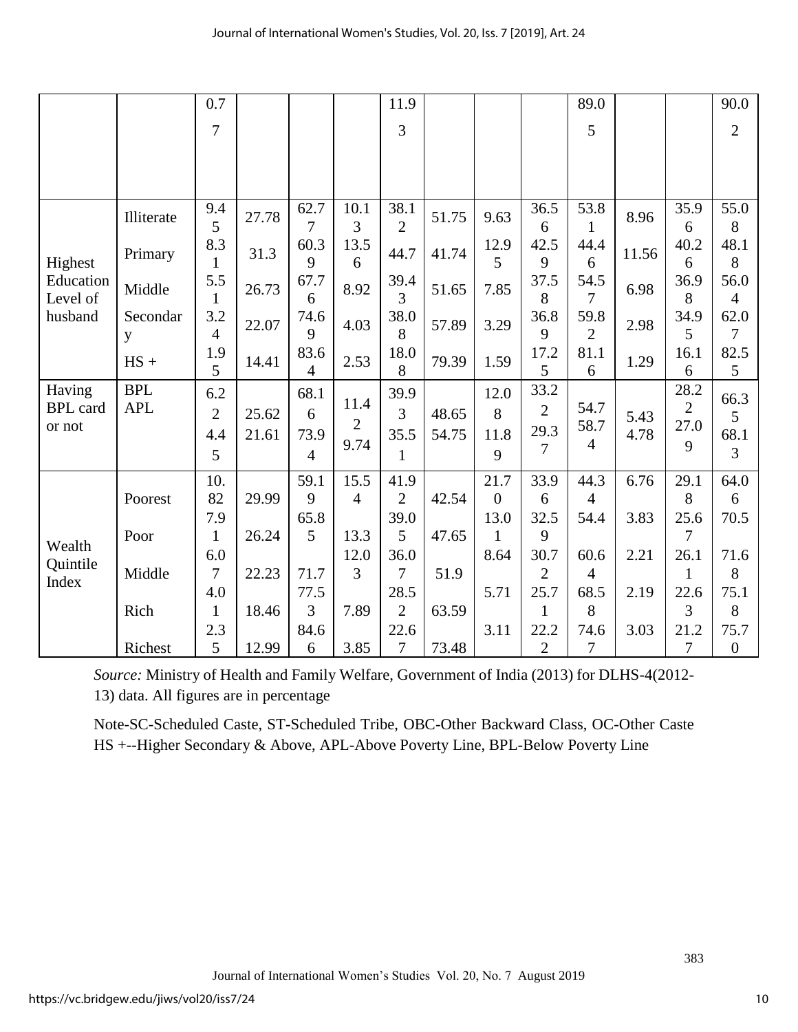| | | | | | | | | | | | | | |
|---|---|---|---|---|---|---|---|---|---|---|---|---|---|
| | | 0.77 | | | | 11.93 | | | | 89.05 | | | 90.02 |
| Highest Education Level of husband | Illiterate | 9.45 | 27.78 | 62.77 | 10.13 | 38.12 | 51.75 | 9.63 | 36.56 | 53.81 | 8.96 | 35.96 | 55.08 |
| | Primary | 8.31 | 31.3 | 60.39 | 13.56 | 44.7 | 41.74 | 12.95 | 42.59 | 44.46 | 11.56 | 40.26 | 48.18 |
| | Middle | 5.51 | 26.73 | 67.76 | 8.92 | 39.43 | 51.65 | 7.85 | 37.58 | 54.57 | 6.98 | 36.98 | 56.04 |
| | Secondary | 3.24 | 22.07 | 74.69 | 4.03 | 38.08 | 57.89 | 3.29 | 36.89 | 59.82 | 2.98 | 34.95 | 62.07 |
| | HS + | 1.95 | 14.41 | 83.64 | 2.53 | 18.08 | 79.39 | 1.59 | 17.25 | 81.16 | 1.29 | 16.16 | 82.55 |
| Having BPL card or not | BPL | 6.22 | 25.62 | 68.16 | 11.42 | 39.93 | 48.65 | 12.08 | 33.22 | 54.7 | 5.43 | 28.22 | 66.35 |
| | APL | 4.45 | 21.61 | 73.94 | 9.74 | 35.51 | 54.75 | 11.89 | 29.37 | 58.74 | 4.78 | 27.09 | 68.13 |
| Wealth Quintile Index | Poorest | 10.82 | 29.99 | 59.19 | 15.54 | 41.92 | 42.54 | 21.70 | 33.96 | 44.34 | 6.76 | 29.18 | 64.06 |
| | Poor | 7.91 | 26.24 | 65.85 | 13.3 | 39.05 | 47.65 | 13.01 | 32.59 | 54.4 | 3.83 | 25.67 | 70.5 |
| | Middle | 6.07 | 22.23 | 71.7 | 12.03 | 36.07 | 51.9 | 8.64 | 30.72 | 60.64 | 2.21 | 26.11 | 71.68 |
| | Rich | 4.01 | 18.46 | 77.53 | 7.89 | 28.52 | 63.59 | 5.71 | 25.71 | 68.58 | 2.19 | 22.63 | 75.18 |
| | Richest | 2.35 | 12.99 | 84.66 | 3.85 | 22.67 | 73.48 | 3.11 | 22.22 | 74.67 | 3.03 | 21.27 | 75.70 |

*Source:* Ministry of Health and Family Welfare, Government of India (2013) for DLHS-4(2012-13) data. All figures are in percentage

Note-SC-Scheduled Caste, ST-Scheduled Tribe, OBC-Other Backward Class, OC-Other Caste HS +--Higher Secondary & Above, APL-Above Poverty Line, BPL-Below Poverty Line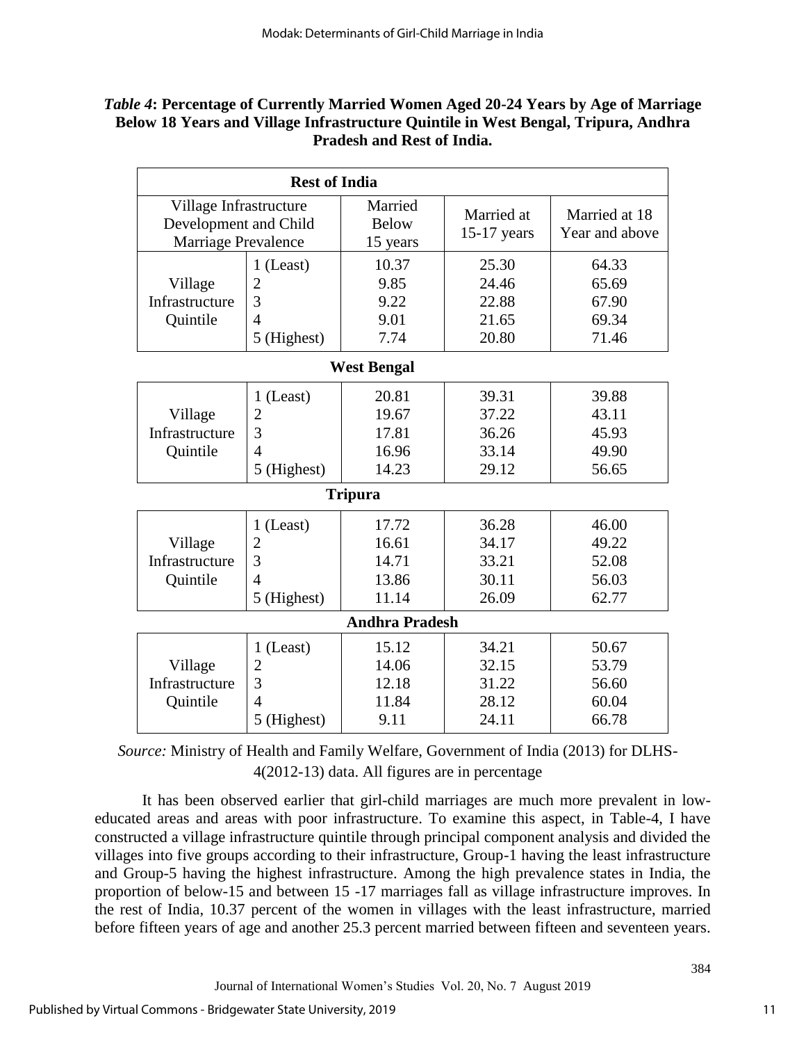***Table 4*: Percentage of Currently Married Women Aged 20-24 Years by Age of Marriage Below 18 Years and Village Infrastructure Quintile in West Bengal, Tripura, Andhra Pradesh and Rest of India.**

| Village Infrastructure Development and Child Marriage Prevalence | | Married Below 15 years | Married at 15-17 years | Married at 18 Year and above |
|---|---|---|---|---|
| **Rest of India** | | | | |
| Village Infrastructure Quintile | 1 (Least) | 10.37 | 25.30 | 64.33 |
| | 2 | 9.85 | 24.46 | 65.69 |
| | 3 | 9.22 | 22.88 | 67.90 |
| | 4 | 9.01 | 21.65 | 69.34 |
| | 5 (Highest) | 7.74 | 20.80 | 71.46 |
| **West Bengal** | | | | |
| Village Infrastructure Quintile | 1 (Least) | 20.81 | 39.31 | 39.88 |
| | 2 | 19.67 | 37.22 | 43.11 |
| | 3 | 17.81 | 36.26 | 45.93 |
| | 4 | 16.96 | 33.14 | 49.90 |
| | 5 (Highest) | 14.23 | 29.12 | 56.65 |
| **Tripura** | | | | |
| Village Infrastructure Quintile | 1 (Least) | 17.72 | 36.28 | 46.00 |
| | 2 | 16.61 | 34.17 | 49.22 |
| | 3 | 14.71 | 33.21 | 52.08 |
| | 4 | 13.86 | 30.11 | 56.03 |
| | 5 (Highest) | 11.14 | 26.09 | 62.77 |
| **Andhra Pradesh** | | | | |
| Village Infrastructure Quintile | 1 (Least) | 15.12 | 34.21 | 50.67 |
| | 2 | 14.06 | 32.15 | 53.79 |
| | 3 | 12.18 | 31.22 | 56.60 |
| | 4 | 11.84 | 28.12 | 60.04 |
| | 5 (Highest) | 9.11 | 24.11 | 66.78 |

*Source:* Ministry of Health and Family Welfare, Government of India (2013) for DLHS-4(2012-13) data. All figures are in percentage

It has been observed earlier that girl-child marriages are much more prevalent in low-educated areas and areas with poor infrastructure. To examine this aspect, in Table-4, I have constructed a village infrastructure quintile through principal component analysis and divided the villages into five groups according to their infrastructure, Group-1 having the least infrastructure and Group-5 having the highest infrastructure. Among the high prevalence states in India, the proportion of below-15 and between 15 -17 marriages fall as village infrastructure improves. In the rest of India, 10.37 percent of the women in villages with the least infrastructure, married before fifteen years of age and another 25.3 percent married between fifteen and seventeen years.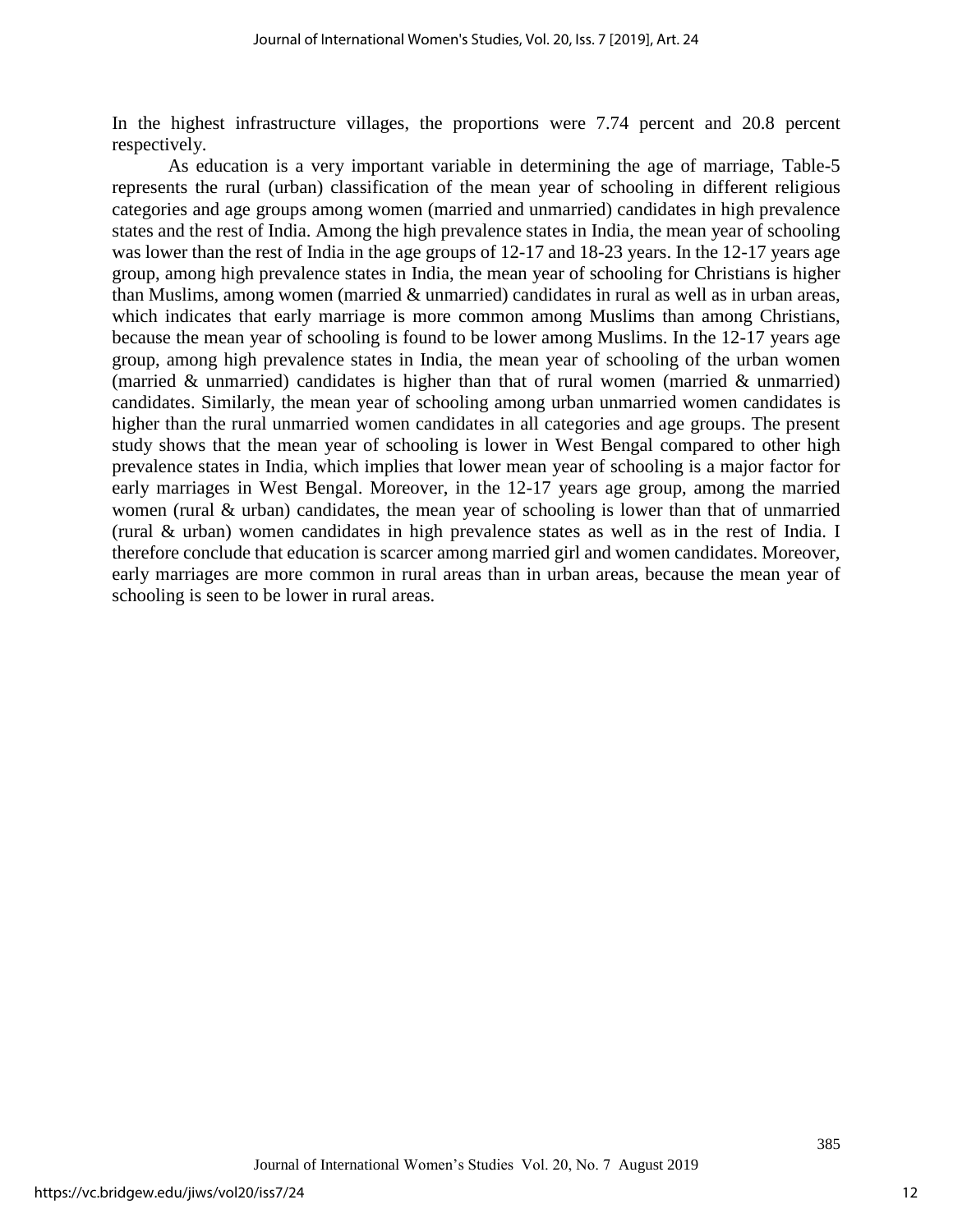In the highest infrastructure villages, the proportions were 7.74 percent and 20.8 percent respectively.

As education is a very important variable in determining the age of marriage, Table-5 represents the rural (urban) classification of the mean year of schooling in different religious categories and age groups among women (married and unmarried) candidates in high prevalence states and the rest of India. Among the high prevalence states in India, the mean year of schooling was lower than the rest of India in the age groups of 12-17 and 18-23 years. In the 12-17 years age group, among high prevalence states in India, the mean year of schooling for Christians is higher than Muslims, among women (married & unmarried) candidates in rural as well as in urban areas, which indicates that early marriage is more common among Muslims than among Christians, because the mean year of schooling is found to be lower among Muslims. In the 12-17 years age group, among high prevalence states in India, the mean year of schooling of the urban women (married & unmarried) candidates is higher than that of rural women (married & unmarried) candidates. Similarly, the mean year of schooling among urban unmarried women candidates is higher than the rural unmarried women candidates in all categories and age groups. The present study shows that the mean year of schooling is lower in West Bengal compared to other high prevalence states in India, which implies that lower mean year of schooling is a major factor for early marriages in West Bengal. Moreover, in the 12-17 years age group, among the married women (rural & urban) candidates, the mean year of schooling is lower than that of unmarried (rural & urban) women candidates in high prevalence states as well as in the rest of India. I therefore conclude that education is scarcer among married girl and women candidates. Moreover, early marriages are more common in rural areas than in urban areas, because the mean year of schooling is seen to be lower in rural areas.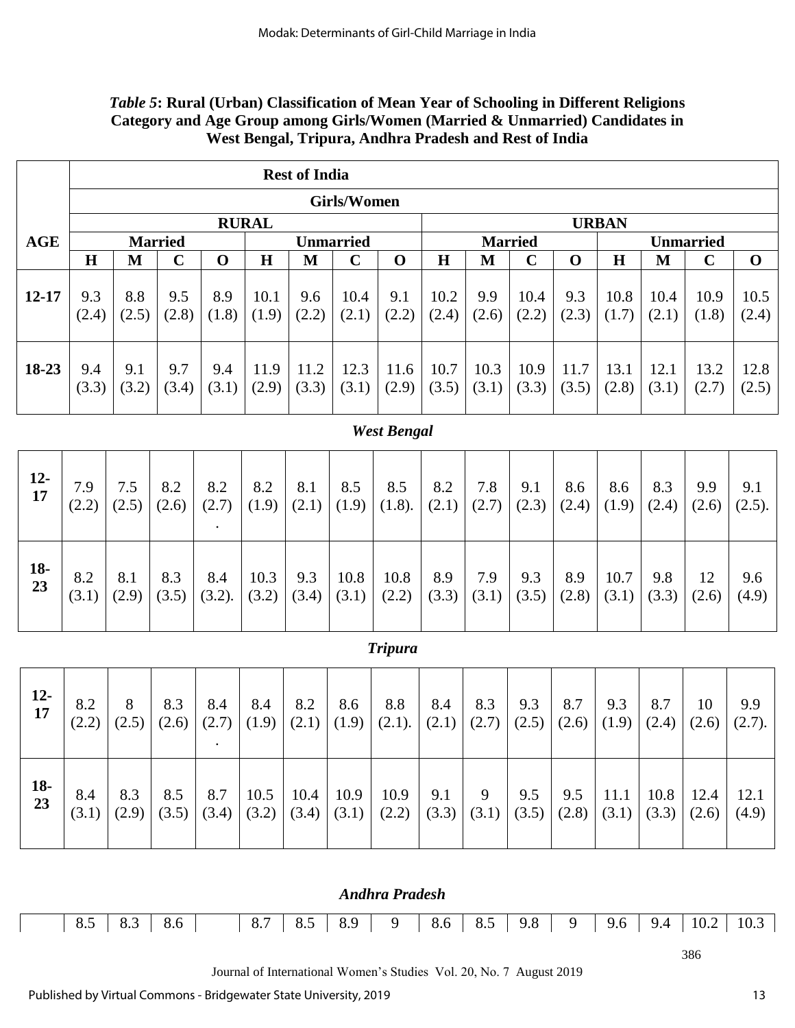*Table 5*: **Rural (Urban) Classification of Mean Year of Schooling in Different Religions Category and Age Group among Girls/Women (Married & Unmarried) Candidates in West Bengal, Tripura, Andhra Pradesh and Rest of India**

| AGE | Rest of India | | | | | | | | | | | | | | | |
|---|---|---|---|---|---|---|---|---|---|---|---|---|---|---|---|---|
| | Girls/Women | | | | | | | | | | | | | | | |
| | RURAL | | | | | | | | URBAN | | | | | | | |
| | Married | | | | Unmarried | | | | Married | | | | Unmarried | | | |
| | H | M | C | O | H | M | C | O | H | M | C | O | H | M | C | O |
| 12-17 | 9.3 (2.4) | 8.8 (2.5) | 9.5 (2.8) | 8.9 (1.8) | 10.1 (1.9) | 9.6 (2.2) | 10.4 (2.1) | 9.1 (2.2) | 10.2 (2.4) | 9.9 (2.6) | 10.4 (2.2) | 9.3 (2.3) | 10.8 (1.7) | 10.4 (2.1) | 10.9 (1.8) | 10.5 (2.4) |
| 18-23 | 9.4 (3.3) | 9.1 (3.2) | 9.7 (3.4) | 9.4 (3.1) | 11.9 (2.9) | 11.2 (3.3) | 12.3 (3.1) | 11.6 (2.9) | 10.7 (3.5) | 10.3 (3.1) | 10.9 (3.3) | 11.7 (3.5) | 13.1 (2.8) | 12.1 (3.1) | 13.2 (2.7) | 12.8 (2.5) |
| | *West Bengal* | | | | | | | | | | | | | | | |
| 12-17 | 7.9 (2.2) | 7.5 (2.5) | 8.2 (2.6) | 8.2 (2.7). | 8.2 (1.9) | 8.1 (2.1) | 8.5 (1.9) | 8.5 (1.8). | 8.2 (2.1) | 7.8 (2.7) | 9.1 (2.3) | 8.6 (2.4) | 8.6 (1.9) | 8.3 (2.4) | 9.9 (2.6) | 9.1 (2.5). |
| 18-23 | 8.2 (3.1) | 8.1 (2.9) | 8.3 (3.5) | 8.4 (3.2). | 10.3 (3.2) | 9.3 (3.4) | 10.8 (3.1) | 10.8 (2.2) | 8.9 (3.3) | 7.9 (3.1) | 9.3 (3.5) | 8.9 (2.8) | 10.7 (3.1) | 9.8 (3.3) | 12 (2.6) | 9.6 (4.9) |
| | *Tripura* | | | | | | | | | | | | | | | |
| 12-17 | 8.2 (2.2) | 8 (2.5) | 8.3 (2.6) | 8.4 (2.7). | 8.4 (1.9) | 8.2 (2.1) | 8.6 (1.9) | 8.8 (2.1). | 8.4 (2.1) | 8.3 (2.7) | 9.3 (2.5) | 8.7 (2.6) | 9.3 (1.9) | 8.7 (2.4) | 10 (2.6) | 9.9 (2.7). |
| 18-23 | 8.4 (3.1) | 8.3 (2.9) | 8.5 (3.5) | 8.7 (3.4) | 10.5 (3.2) | 10.4 (3.4) | 10.9 (3.1) | 10.9 (2.2) | 9.1 (3.3) | 9 (3.1) | 9.5 (3.5) | 9.5 (2.8) | 11.1 (3.1) | 10.8 (3.3) | 12.4 (2.6) | 12.1 (4.9) |
| | *Andhra Pradesh* | | | | | | | | | | | | | | | |
| | 8.5 | 8.3 | 8.6 | | 8.7 | 8.5 | 8.9 | 9 | 8.6 | 8.5 | 9.8 | 9 | 9.6 | 9.4 | 10.2 | 10.3 |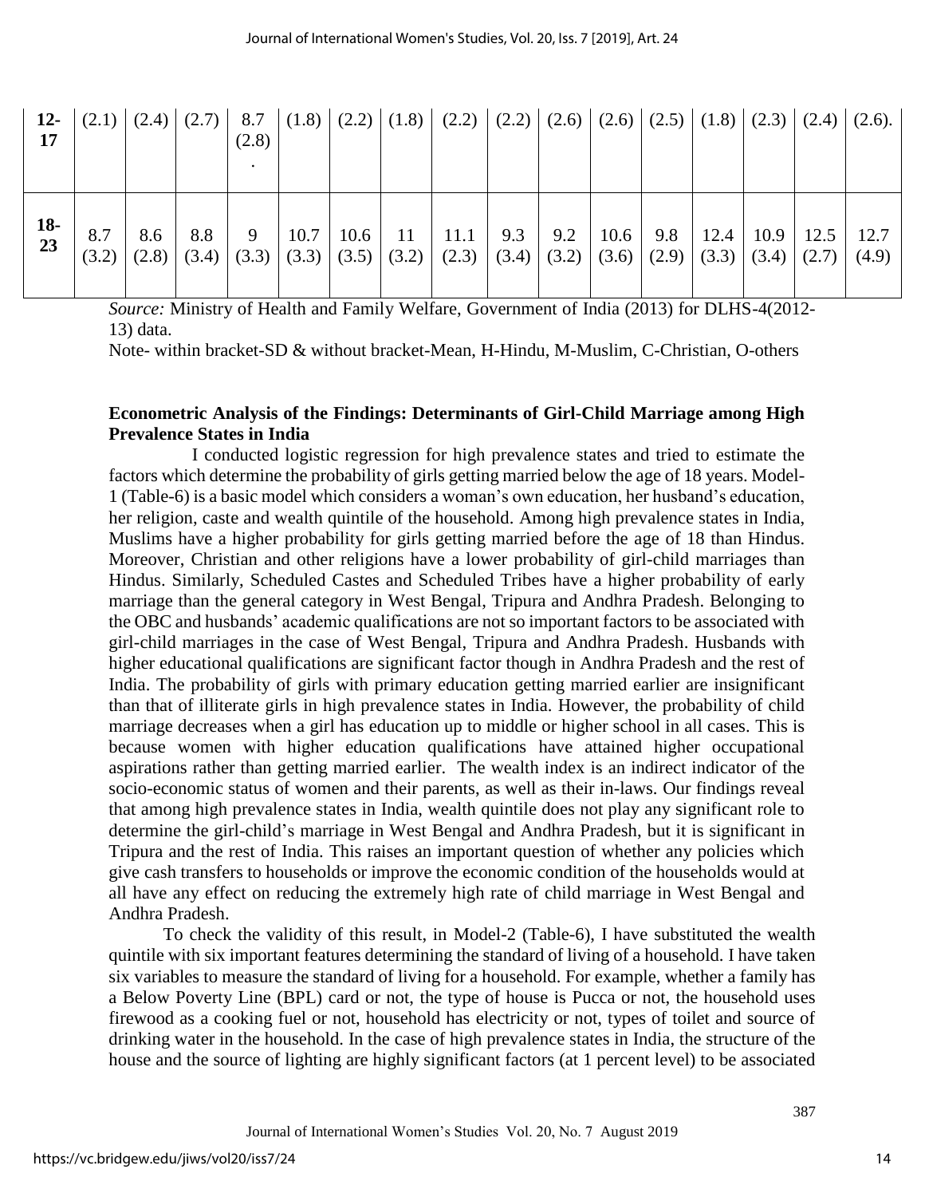| **12-17** | (2.1) | (2.4) | (2.7) | 8.7 (2.8) . | (1.8) | (2.2) | (1.8) | (2.2) | (2.2) | (2.6) | (2.6) | (2.5) | (1.8) | (2.3) | (2.4) | (2.6). |
|---|---|---|---|---|---|---|---|---|---|---|---|---|---|---|---|---|
| **18-23** | 8.7 (3.2) | 8.6 (2.8) | 8.8 (3.4) | 9 (3.3) | 10.7 (3.3) | 10.6 (3.5) | 11 (3.2) | 11.1 (2.3) | 9.3 (3.4) | 9.2 (3.2) | 10.6 (3.6) | 9.8 (2.9) | 12.4 (3.3) | 10.9 (3.4) | 12.5 (2.7) | 12.7 (4.9) |

*Source:* Ministry of Health and Family Welfare, Government of India (2013) for DLHS-4(2012-13) data.

Note- within bracket-SD & without bracket-Mean, H-Hindu, M-Muslim, C-Christian, O-others

### Econometric Analysis of the Findings: Determinants of Girl-Child Marriage among High Prevalence States in India

I conducted logistic regression for high prevalence states and tried to estimate the factors which determine the probability of girls getting married below the age of 18 years. Model-1 (Table-6) is a basic model which considers a woman's own education, her husband's education, her religion, caste and wealth quintile of the household. Among high prevalence states in India, Muslims have a higher probability for girls getting married before the age of 18 than Hindus. Moreover, Christian and other religions have a lower probability of girl-child marriages than Hindus. Similarly, Scheduled Castes and Scheduled Tribes have a higher probability of early marriage than the general category in West Bengal, Tripura and Andhra Pradesh. Belonging to the OBC and husbands' academic qualifications are not so important factors to be associated with girl-child marriages in the case of West Bengal, Tripura and Andhra Pradesh. Husbands with higher educational qualifications are significant factor though in Andhra Pradesh and the rest of India. The probability of girls with primary education getting married earlier are insignificant than that of illiterate girls in high prevalence states in India. However, the probability of child marriage decreases when a girl has education up to middle or higher school in all cases. This is because women with higher education qualifications have attained higher occupational aspirations rather than getting married earlier. The wealth index is an indirect indicator of the socio-economic status of women and their parents, as well as their in-laws. Our findings reveal that among high prevalence states in India, wealth quintile does not play any significant role to determine the girl-child's marriage in West Bengal and Andhra Pradesh, but it is significant in Tripura and the rest of India. This raises an important question of whether any policies which give cash transfers to households or improve the economic condition of the households would at all have any effect on reducing the extremely high rate of child marriage in West Bengal and Andhra Pradesh.

To check the validity of this result, in Model-2 (Table-6), I have substituted the wealth quintile with six important features determining the standard of living of a household. I have taken six variables to measure the standard of living for a household. For example, whether a family has a Below Poverty Line (BPL) card or not, the type of house is Pucca or not, the household uses firewood as a cooking fuel or not, household has electricity or not, types of toilet and source of drinking water in the household. In the case of high prevalence states in India, the structure of the house and the source of lighting are highly significant factors (at 1 percent level) to be associated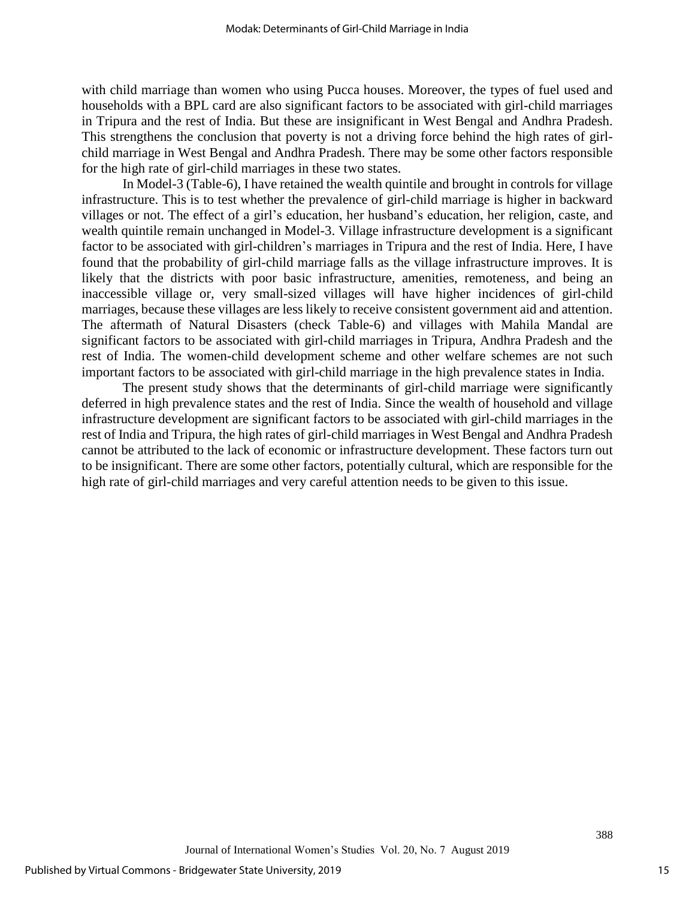with child marriage than women who using Pucca houses. Moreover, the types of fuel used and households with a BPL card are also significant factors to be associated with girl-child marriages in Tripura and the rest of India. But these are insignificant in West Bengal and Andhra Pradesh. This strengthens the conclusion that poverty is not a driving force behind the high rates of girl-child marriage in West Bengal and Andhra Pradesh. There may be some other factors responsible for the high rate of girl-child marriages in these two states.

In Model-3 (Table-6), I have retained the wealth quintile and brought in controls for village infrastructure. This is to test whether the prevalence of girl-child marriage is higher in backward villages or not. The effect of a girl's education, her husband's education, her religion, caste, and wealth quintile remain unchanged in Model-3. Village infrastructure development is a significant factor to be associated with girl-children's marriages in Tripura and the rest of India. Here, I have found that the probability of girl-child marriage falls as the village infrastructure improves. It is likely that the districts with poor basic infrastructure, amenities, remoteness, and being an inaccessible village or, very small-sized villages will have higher incidences of girl-child marriages, because these villages are less likely to receive consistent government aid and attention. The aftermath of Natural Disasters (check Table-6) and villages with Mahila Mandal are significant factors to be associated with girl-child marriages in Tripura, Andhra Pradesh and the rest of India. The women-child development scheme and other welfare schemes are not such important factors to be associated with girl-child marriage in the high prevalence states in India.

The present study shows that the determinants of girl-child marriage were significantly deferred in high prevalence states and the rest of India. Since the wealth of household and village infrastructure development are significant factors to be associated with girl-child marriages in the rest of India and Tripura, the high rates of girl-child marriages in West Bengal and Andhra Pradesh cannot be attributed to the lack of economic or infrastructure development. These factors turn out to be insignificant. There are some other factors, potentially cultural, which are responsible for the high rate of girl-child marriages and very careful attention needs to be given to this issue.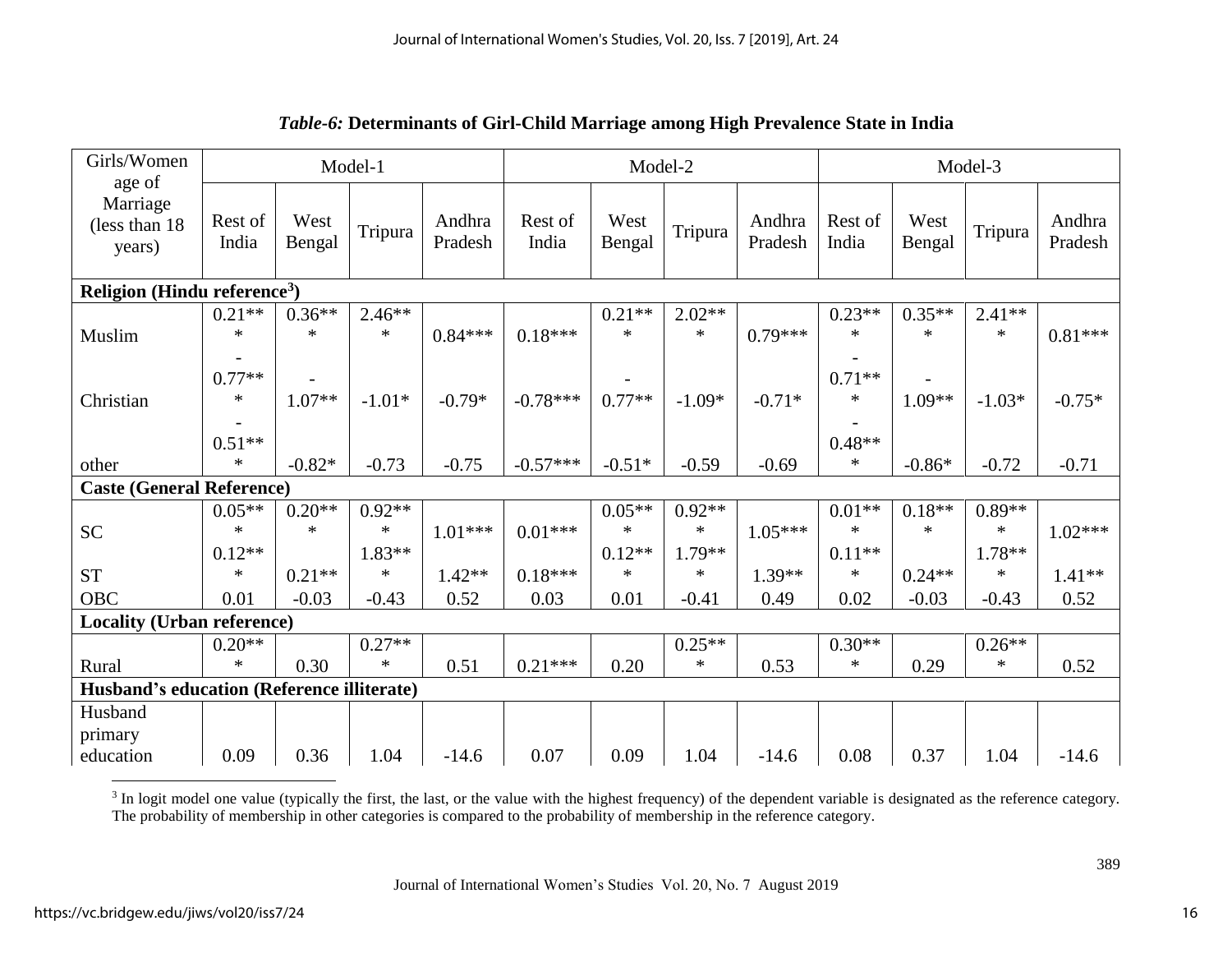*Table-6:* **Determinants of Girl-Child Marriage among High Prevalence State in India**

| Girls/Women age of Marriage (less than 18 years) | Model-1 | | | | Model-2 | | | | Model-3 | | | |
|---|---|---|---|---|---|---|---|---|---|---|---|---|
| | Rest of India | West Bengal | Tripura | Andhra Pradesh | Rest of India | West Bengal | Tripura | Andhra Pradesh | Rest of India | West Bengal | Tripura | Andhra Pradesh |
| **Religion (Hindu reference[3])** | | | | | | | | | | | | |
| Muslim | 0.21*** | 0.36*** | 2.46*** | 0.84*** | 0.18*** | 0.21*** | 2.02*** | 0.79*** | 0.23*** | 0.35*** | 2.41*** | 0.81*** |
| Christian | -0.77*** | -1.07** | -1.01* | -0.79* | -0.78*** | -0.77** | -1.09* | -0.71* | -0.71*** | -1.09** | -1.03* | -0.75* |
| other | -0.51*** | -0.82* | -0.73 | -0.75 | -0.57*** | -0.51* | -0.59 | -0.69 | -0.48*** | -0.86* | -0.72 | -0.71 |
| **Caste (General Reference)** | | | | | | | | | | | | |
| SC | 0.05*** | 0.20*** | 0.92*** | 1.01*** | 0.01*** | 0.05*** | 0.92*** | 1.05*** | 0.01*** | 0.18*** | 0.89*** | 1.02*** |
| ST | 0.12*** | 0.21** | 1.83*** | 1.42** | 0.18*** | 0.12*** | 1.79*** | 1.39** | 0.11*** | 0.24** | 1.78*** | 1.41** |
| OBC | 0.01 | -0.03 | -0.43 | 0.52 | 0.03 | 0.01 | -0.41 | 0.49 | 0.02 | -0.03 | -0.43 | 0.52 |
| **Locality (Urban reference)** | | | | | | | | | | | | |
| Rural | 0.20*** | 0.30 | 0.27*** | 0.51 | 0.21*** | 0.20 | 0.25*** | 0.53 | 0.30*** | 0.29 | 0.26*** | 0.52 |
| **Husband's education (Reference illiterate)** | | | | | | | | | | | | |
| Husband primary education | 0.09 | 0.36 | 1.04 | -14.6 | 0.07 | 0.09 | 1.04 | -14.6 | 0.08 | 0.37 | 1.04 | -14.6 |

[3] In logit model one value (typically the first, the last, or the value with the highest frequency) of the dependent variable is designated as the reference category. The probability of membership in other categories is compared to the probability of membership in the reference category.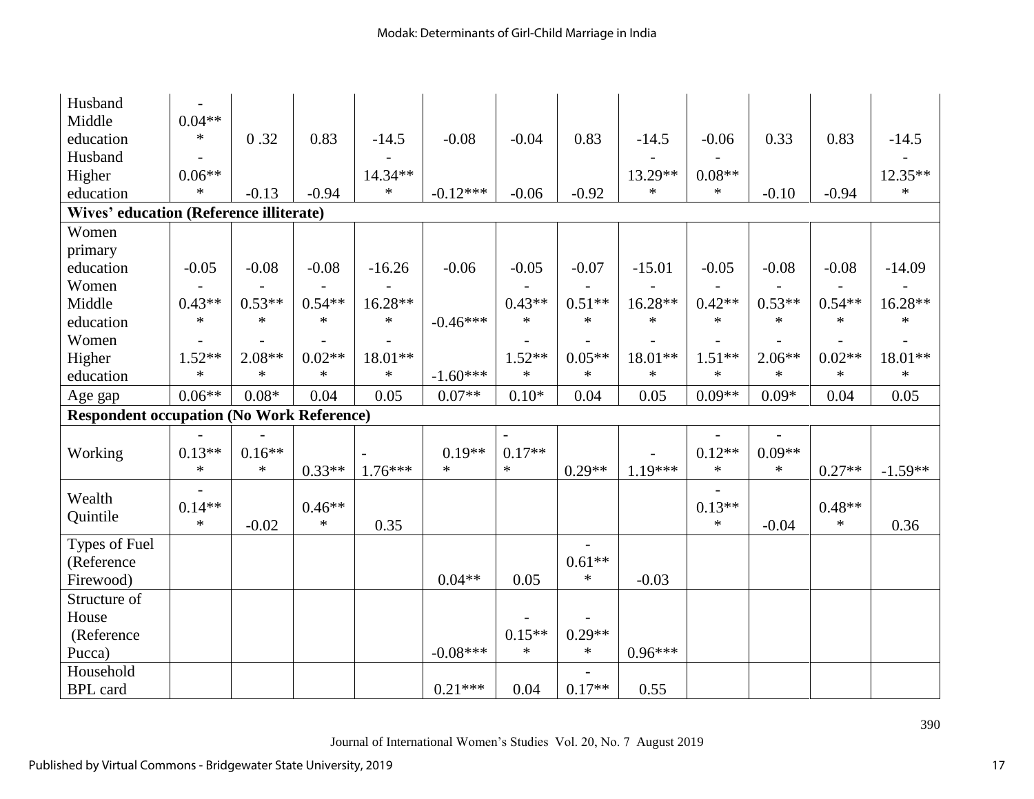| | | | | | | | | | | | | |
|---|---|---|---|---|---|---|---|---|---|---|---|---|
| Husband Middle education | -0.04*** | 0 .32 | 0.83 | -14.5 | -0.08 | -0.04 | 0.83 | -14.5 | -0.06 | 0.33 | 0.83 | -14.5 |
| Husband Higher education | -0.06*** | -0.13 | -0.94 | -14.34*** | -0.12*** | -0.06 | -0.92 | -13.29*** | -0.08*** | -0.10 | -0.94 | -12.35*** |
| **Wives' education (Reference illiterate)** | | | | | | | | | | | | |
| Women primary education | -0.05 | -0.08 | -0.08 | -16.26 | -0.06 | -0.05 | -0.07 | -15.01 | -0.05 | -0.08 | -0.08 | -14.09 |
| Women Middle education | -0.43*** | -0.53*** | -0.54*** | -16.28*** | -0.46*** | -0.43*** | -0.51*** | -16.28*** | -0.42*** | -0.53*** | -0.54*** | -16.28*** |
| Women Higher education | -1.52*** | -2.08*** | -0.02*** | -18.01*** | -1.60*** | -1.52*** | -0.05*** | -18.01*** | -1.51*** | -2.06*** | -0.02*** | -18.01*** |
| Age gap | 0.06** | 0.08* | 0.04 | 0.05 | 0.07** | 0.10* | 0.04 | 0.05 | 0.09** | 0.09* | 0.04 | 0.05 |
| **Respondent occupation (No Work Reference)** | | | | | | | | | | | | |
| Working | -0.13*** | -0.16*** | 0.33** | -1.76*** | 0.19*** | -0.17*** | 0.29** | -1.19*** | -0.12*** | -0.09*** | 0.27** | -1.59** |
| Wealth Quintile | -0.14*** | -0.02 | 0.46*** | 0.35 | | | | | -0.13*** | -0.04 | 0.48*** | 0.36 |
| Types of Fuel (Reference Firewood) | | | | | 0.04** | 0.05 | -0.61*** | -0.03 | | | | |
| Structure of House (Reference Pucca) | | | | | -0.08*** | -0.15*** | -0.29*** | 0.96*** | | | | |
| Household BPL card | | | | | 0.21*** | 0.04 | -0.17** | 0.55 | | | | |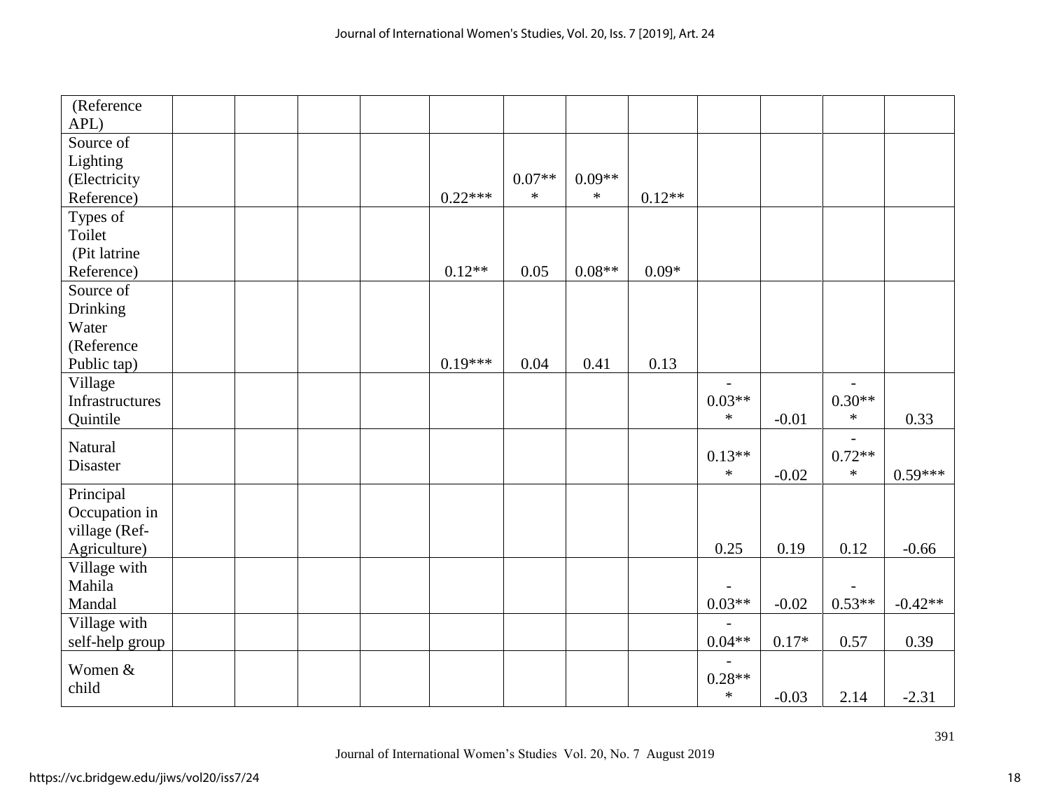| (Reference APL) | | | | | | | | | | | | |
|---|---|---|---|---|---|---|---|---|---|---|---|---|
| Source of Lighting (Electricity Reference) | | | | | 0.22*** | 0.07*** | 0.09*** | 0.12** | | | | |
| Types of Toilet (Pit latrine Reference) | | | | | 0.12** | 0.05 | 0.08** | 0.09* | | | | |
| Source of Drinking Water (Reference Public tap) | | | | | 0.19*** | 0.04 | 0.41 | 0.13 | | | | |
| Village Infrastructures Quintile | | | | | | | | | -0.03*** | -0.01 | -0.30*** | 0.33 |
| Natural Disaster | | | | | | | | | 0.13*** | -0.02 | -0.72*** | 0.59*** |
| Principal Occupation in village (Ref-Agriculture) | | | | | | | | | 0.25 | 0.19 | 0.12 | -0.66 |
| Village with Mahila Mandal | | | | | | | | | -0.03** | -0.02 | -0.53** | -0.42** |
| Village with self-help group | | | | | | | | | -0.04** | 0.17* | 0.57 | 0.39 |
| Women & child | | | | | | | | | -0.28*** | -0.03 | 2.14 | -2.31 |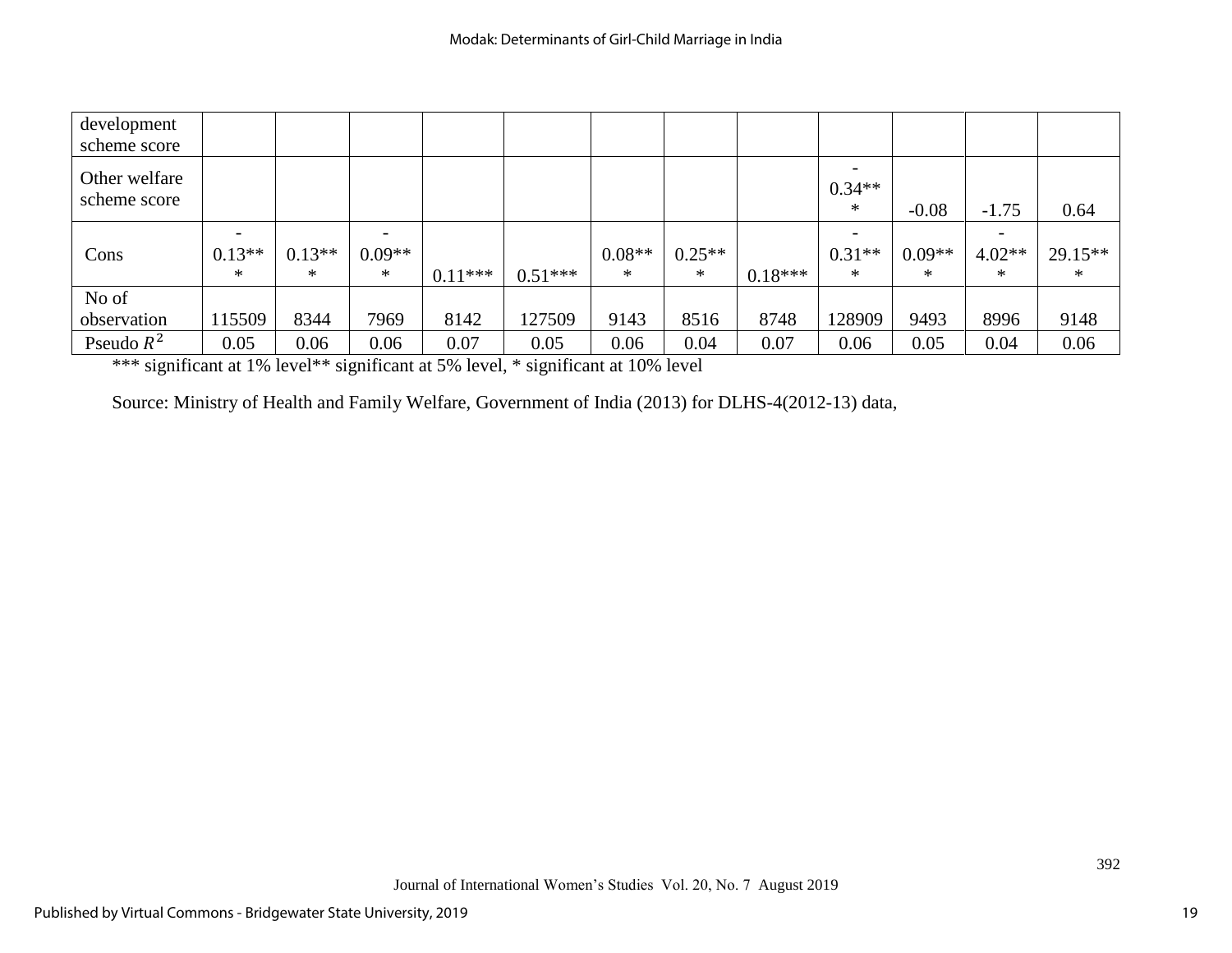| development scheme score | | | | | | | | | | | | |
|---|---|---|---|---|---|---|---|---|---|---|---|---|
| Other welfare scheme score | | | | | | | | | -0.34*** | -0.08 | -1.75 | 0.64 |
| Cons | -0.13*** | 0.13*** | -0.09*** | 0.11*** | 0.51*** | 0.08*** | 0.25*** | 0.18*** | -0.31*** | 0.09*** | -4.02*** | 29.15*** |
| No of observation | 115509 | 8344 | 7969 | 8142 | 127509 | 9143 | 8516 | 8748 | 128909 | 9493 | 8996 | 9148 |
| Pseudo $R^2$ | 0.05 | 0.06 | 0.06 | 0.07 | 0.05 | 0.06 | 0.04 | 0.07 | 0.06 | 0.05 | 0.04 | 0.06 |

*** significant at 1% level** significant at 5% level, * significant at 10% level

Source: Ministry of Health and Family Welfare, Government of India (2013) for DLHS-4(2012-13) data,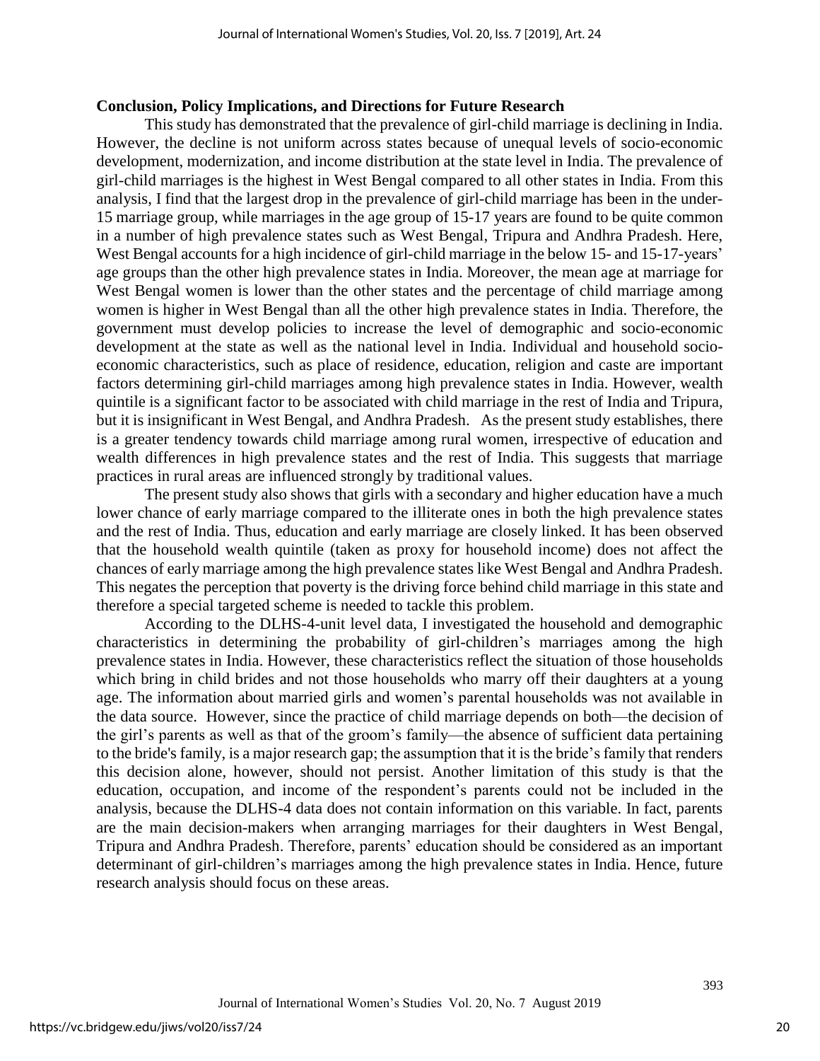**Conclusion, Policy Implications, and Directions for Future Research**

This study has demonstrated that the prevalence of girl-child marriage is declining in India. However, the decline is not uniform across states because of unequal levels of socio-economic development, modernization, and income distribution at the state level in India. The prevalence of girl-child marriages is the highest in West Bengal compared to all other states in India. From this analysis, I find that the largest drop in the prevalence of girl-child marriage has been in the under-15 marriage group, while marriages in the age group of 15-17 years are found to be quite common in a number of high prevalence states such as West Bengal, Tripura and Andhra Pradesh. Here, West Bengal accounts for a high incidence of girl-child marriage in the below 15- and 15-17-years' age groups than the other high prevalence states in India. Moreover, the mean age at marriage for West Bengal women is lower than the other states and the percentage of child marriage among women is higher in West Bengal than all the other high prevalence states in India. Therefore, the government must develop policies to increase the level of demographic and socio-economic development at the state as well as the national level in India. Individual and household socio-economic characteristics, such as place of residence, education, religion and caste are important factors determining girl-child marriages among high prevalence states in India. However, wealth quintile is a significant factor to be associated with child marriage in the rest of India and Tripura, but it is insignificant in West Bengal, and Andhra Pradesh. As the present study establishes, there is a greater tendency towards child marriage among rural women, irrespective of education and wealth differences in high prevalence states and the rest of India. This suggests that marriage practices in rural areas are influenced strongly by traditional values.

The present study also shows that girls with a secondary and higher education have a much lower chance of early marriage compared to the illiterate ones in both the high prevalence states and the rest of India. Thus, education and early marriage are closely linked. It has been observed that the household wealth quintile (taken as proxy for household income) does not affect the chances of early marriage among the high prevalence states like West Bengal and Andhra Pradesh. This negates the perception that poverty is the driving force behind child marriage in this state and therefore a special targeted scheme is needed to tackle this problem.

According to the DLHS-4-unit level data, I investigated the household and demographic characteristics in determining the probability of girl-children's marriages among the high prevalence states in India. However, these characteristics reflect the situation of those households which bring in child brides and not those households who marry off their daughters at a young age. The information about married girls and women's parental households was not available in the data source. However, since the practice of child marriage depends on both—the decision of the girl's parents as well as that of the groom's family—the absence of sufficient data pertaining to the bride's family, is a major research gap; the assumption that it is the bride's family that renders this decision alone, however, should not persist. Another limitation of this study is that the education, occupation, and income of the respondent's parents could not be included in the analysis, because the DLHS-4 data does not contain information on this variable. In fact, parents are the main decision-makers when arranging marriages for their daughters in West Bengal, Tripura and Andhra Pradesh. Therefore, parents' education should be considered as an important determinant of girl-children's marriages among the high prevalence states in India. Hence, future research analysis should focus on these areas.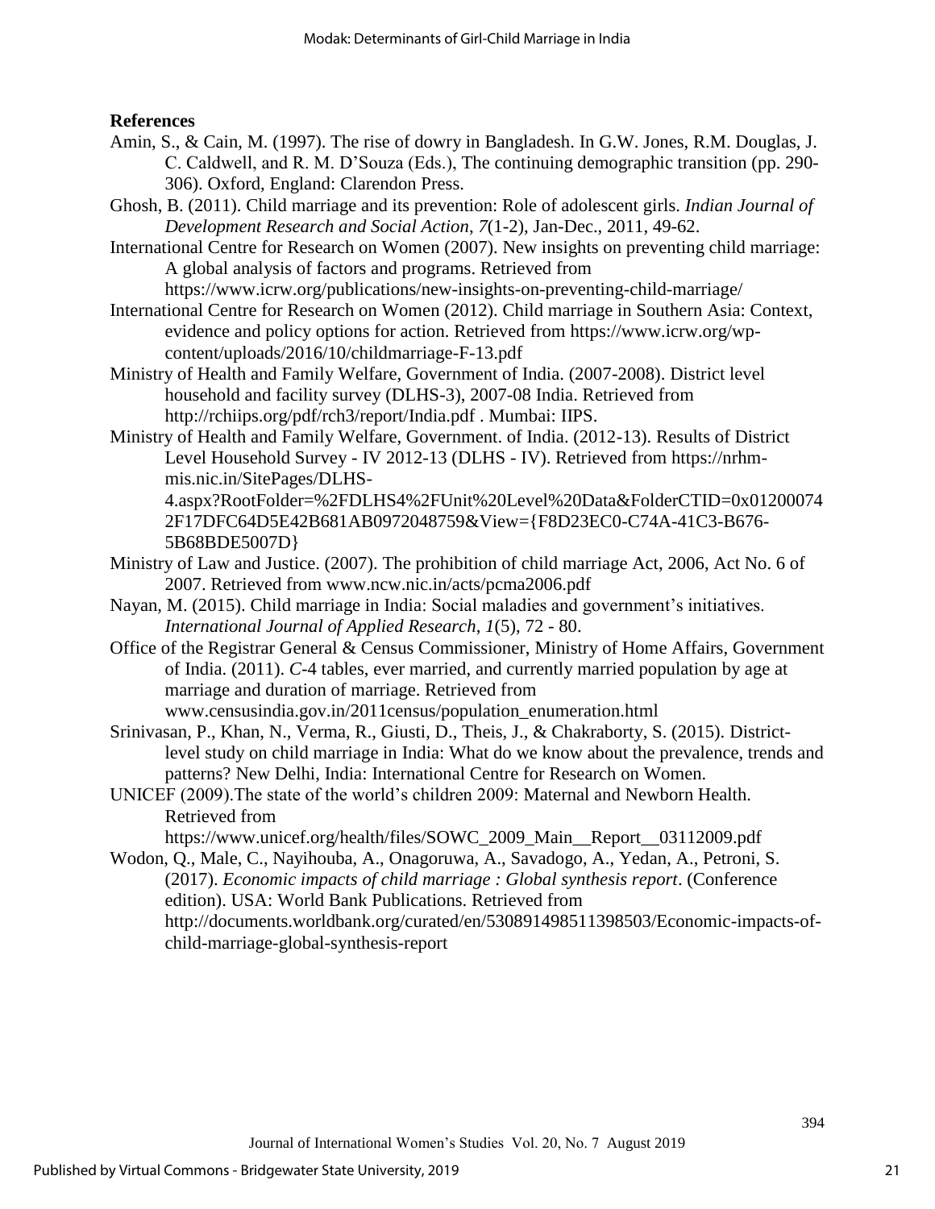## References

Amin, S., & Cain, M. (1997). The rise of dowry in Bangladesh. In G.W. Jones, R.M. Douglas, J. C. Caldwell, and R. M. D'Souza (Eds.), The continuing demographic transition (pp. 290-306). Oxford, England: Clarendon Press.

Ghosh, B. (2011). Child marriage and its prevention: Role of adolescent girls. *Indian Journal of Development Research and Social Action*, *7*(1-2), Jan-Dec., 2011, 49-62.

International Centre for Research on Women (2007). New insights on preventing child marriage: A global analysis of factors and programs. Retrieved from https://www.icrw.org/publications/new-insights-on-preventing-child-marriage/

International Centre for Research on Women (2012). Child marriage in Southern Asia: Context, evidence and policy options for action. Retrieved from https://www.icrw.org/wp-content/uploads/2016/10/childmarriage-F-13.pdf

Ministry of Health and Family Welfare, Government of India. (2007-2008). District level household and facility survey (DLHS-3), 2007-08 India. Retrieved from http://rchiips.org/pdf/rch3/report/India.pdf . Mumbai: IIPS.

Ministry of Health and Family Welfare, Government. of India. (2012-13). Results of District Level Household Survey - IV 2012-13 (DLHS - IV). Retrieved from https://nrhm-mis.nic.in/SitePages/DLHS-4.aspx?RootFolder=%2FDLHS4%2FUnit%20Level%20Data&FolderCTID=0x012000742F17DFC64D5E42B681AB0972048759&View={F8D23EC0-C74A-41C3-B676-5B68BDE5007D}

Ministry of Law and Justice. (2007). The prohibition of child marriage Act, 2006, Act No. 6 of 2007. Retrieved from www.ncw.nic.in/acts/pcma2006.pdf

Nayan, M. (2015). Child marriage in India: Social maladies and government's initiatives. *International Journal of Applied Research*, *1*(5), 72 - 80.

Office of the Registrar General & Census Commissioner, Ministry of Home Affairs, Government of India. (2011). *C*-4 tables, ever married, and currently married population by age at marriage and duration of marriage. Retrieved from www.censusindia.gov.in/2011census/population_enumeration.html

Srinivasan, P., Khan, N., Verma, R., Giusti, D., Theis, J., & Chakraborty, S. (2015). District-level study on child marriage in India: What do we know about the prevalence, trends and patterns? New Delhi, India: International Centre for Research on Women.

UNICEF (2009).The state of the world's children 2009: Maternal and Newborn Health. Retrieved from https://www.unicef.org/health/files/SOWC_2009_Main__Report__03112009.pdf

Wodon, Q., Male, C., Nayihouba, A., Onagoruwa, A., Savadogo, A., Yedan, A., Petroni, S. (2017). *Economic impacts of child marriage : Global synthesis report*. (Conference edition). USA: World Bank Publications. Retrieved from http://documents.worldbank.org/curated/en/530891498511398503/Economic-impacts-of-child-marriage-global-synthesis-report